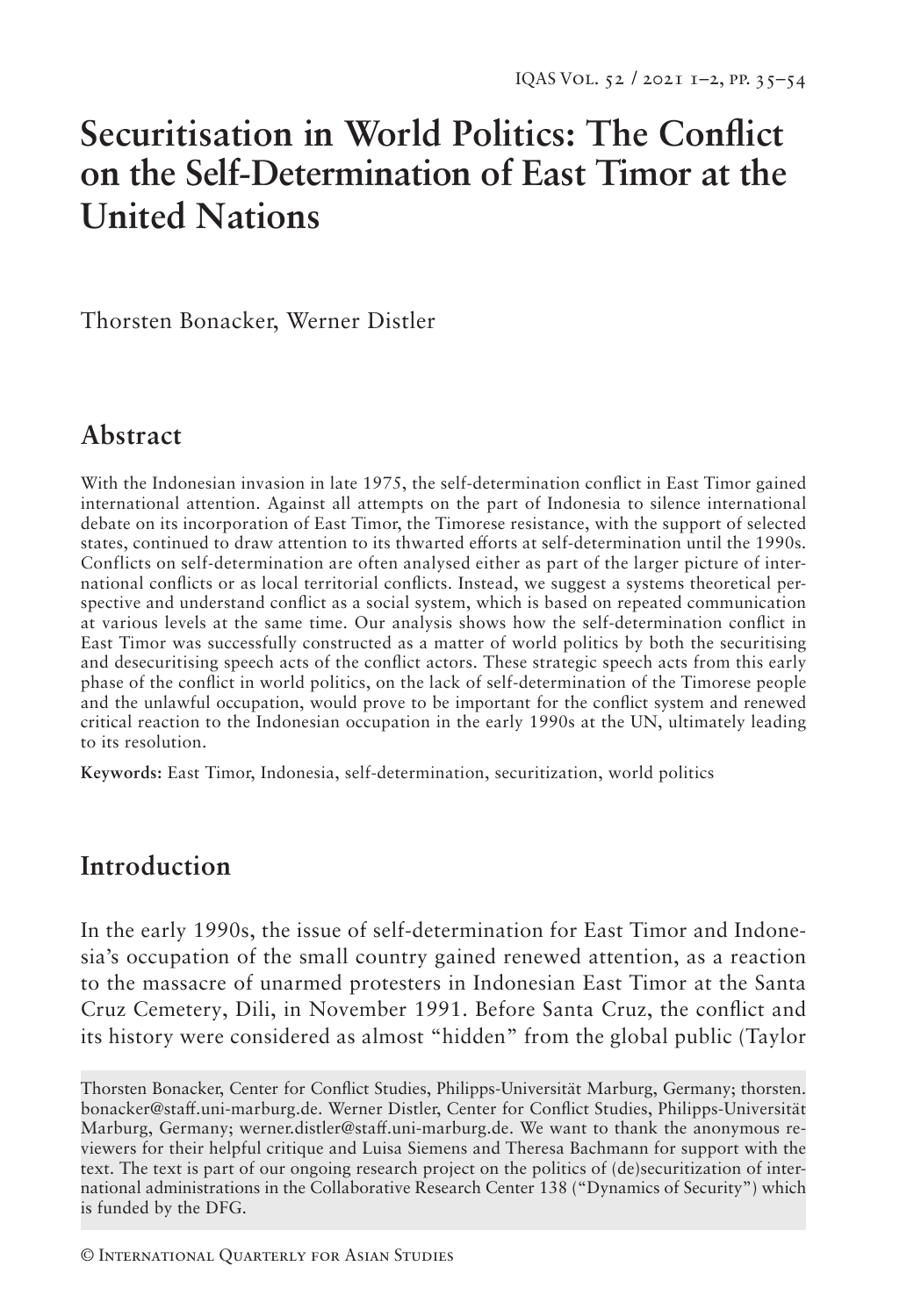# Securitisation in World Politics: The Conflict on the Self-Determination of East Timor at the United Nations

Thorsten Bonacker, Werner Distler

## Abstract

With the Indonesian invasion in late 1975, the self-determination conflict in East Timor gained international attention. Against all attempts on the part of Indonesia to silence international debate on its incorporation of East Timor, the Timorese resistance, with the support of selected states, continued to draw attention to its thwarted efforts at self-determination until the 1990s. Conflicts on self-determination are often analysed either as part of the larger picture of international conflicts or as local territorial conflicts. Instead, we suggest a systems theoretical perspective and understand conflict as a social system, which is based on repeated communication at various levels at the same time. Our analysis shows how the self-determination conflict in East Timor was successfully constructed as a matter of world politics by both the securitising and desecuritising speech acts of the conflict actors. These strategic speech acts from this early phase of the conflict in world politics, on the lack of self-determination of the Timorese people and the unlawful occupation, would prove to be important for the conflict system and renewed critical reaction to the Indonesian occupation in the early 1990s at the UN, ultimately leading to its resolution.

**Keywords:** East Timor, Indonesia, self-determination, securitization, world politics

## Introduction

In the early 1990s, the issue of self-determination for East Timor and Indonesia's occupation of the small country gained renewed attention, as a reaction to the massacre of unarmed protesters in Indonesian East Timor at the Santa Cruz Cemetery, Dili, in November 1991. Before Santa Cruz, the conflict and its history were considered as almost "hidden" from the global public (Taylor

Thorsten Bonacker, Center for Conflict Studies, Philipps-Universität Marburg, Germany; thorsten.bonacker@staff.uni-marburg.de. Werner Distler, Center for Conflict Studies, Philipps-Universität Marburg, Germany; werner.distler@staff.uni-marburg.de. We want to thank the anonymous reviewers for their helpful critique and Luisa Siemens and Theresa Bachmann for support with the text. The text is part of our ongoing research project on the politics of (de)securitization of international administrations in the Collaborative Research Center 138 ("Dynamics of Security") which is funded by the DFG.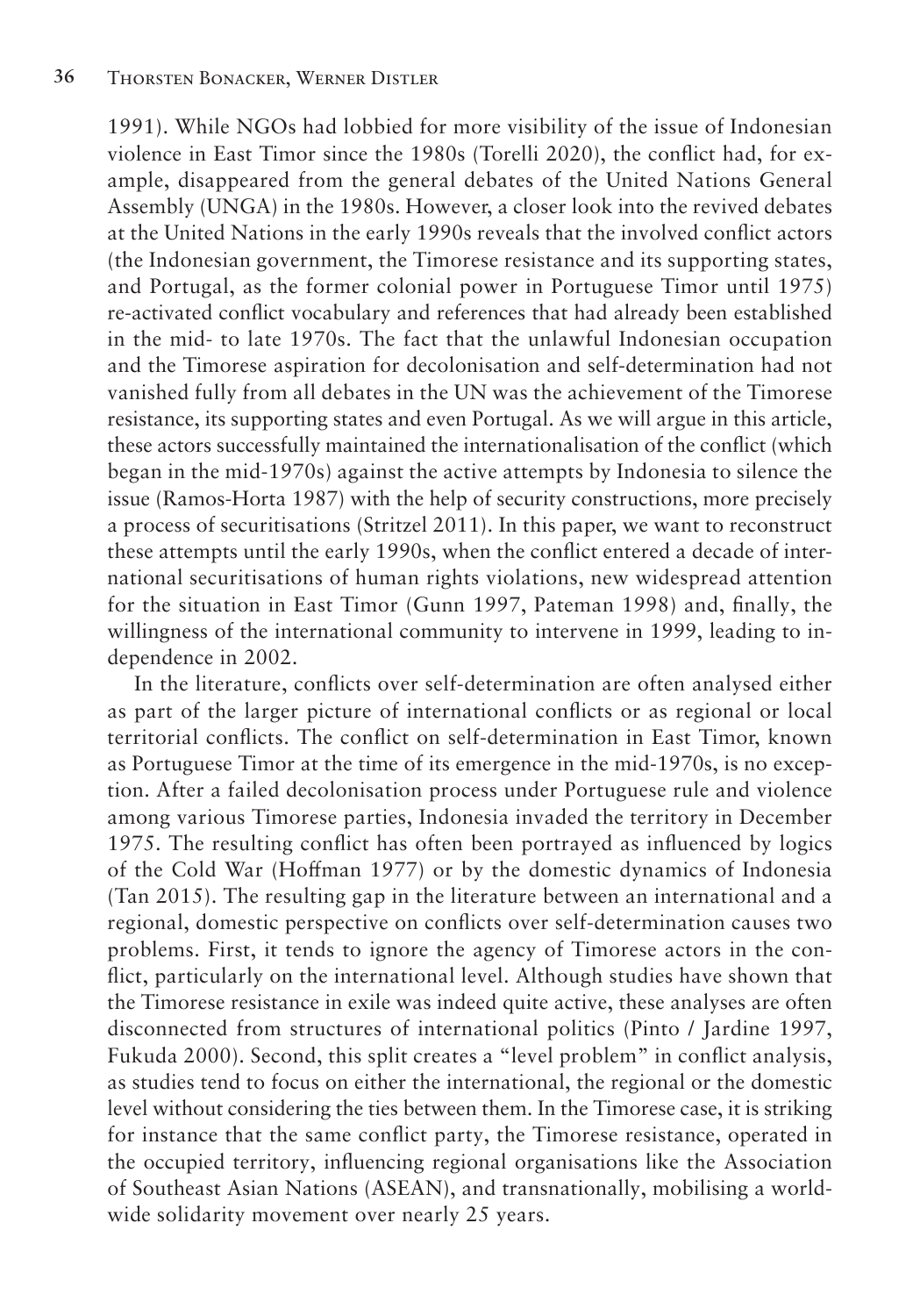1991). While NGOs had lobbied for more visibility of the issue of Indonesian violence in East Timor since the 1980s (Torelli 2020), the conflict had, for example, disappeared from the general debates of the United Nations General Assembly (UNGA) in the 1980s. However, a closer look into the revived debates at the United Nations in the early 1990s reveals that the involved conflict actors (the Indonesian government, the Timorese resistance and its supporting states, and Portugal, as the former colonial power in Portuguese Timor until 1975) re-activated conflict vocabulary and references that had already been established in the mid- to late 1970s. The fact that the unlawful Indonesian occupation and the Timorese aspiration for decolonisation and self-determination had not vanished fully from all debates in the UN was the achievement of the Timorese resistance, its supporting states and even Portugal. As we will argue in this article, these actors successfully maintained the internationalisation of the conflict (which began in the mid-1970s) against the active attempts by Indonesia to silence the issue (Ramos-Horta 1987) with the help of security constructions, more precisely a process of securitisations (Stritzel 2011). In this paper, we want to reconstruct these attempts until the early 1990s, when the conflict entered a decade of international securitisations of human rights violations, new widespread attention for the situation in East Timor (Gunn 1997, Pateman 1998) and, finally, the willingness of the international community to intervene in 1999, leading to independence in 2002.

In the literature, conflicts over self-determination are often analysed either as part of the larger picture of international conflicts or as regional or local territorial conflicts. The conflict on self-determination in East Timor, known as Portuguese Timor at the time of its emergence in the mid-1970s, is no exception. After a failed decolonisation process under Portuguese rule and violence among various Timorese parties, Indonesia invaded the territory in December 1975. The resulting conflict has often been portrayed as influenced by logics of the Cold War (Hoffman 1977) or by the domestic dynamics of Indonesia (Tan 2015). The resulting gap in the literature between an international and a regional, domestic perspective on conflicts over self-determination causes two problems. First, it tends to ignore the agency of Timorese actors in the conflict, particularly on the international level. Although studies have shown that the Timorese resistance in exile was indeed quite active, these analyses are often disconnected from structures of international politics (Pinto / Jardine 1997, Fukuda 2000). Second, this split creates a "level problem" in conflict analysis, as studies tend to focus on either the international, the regional or the domestic level without considering the ties between them. In the Timorese case, it is striking for instance that the same conflict party, the Timorese resistance, operated in the occupied territory, influencing regional organisations like the Association of Southeast Asian Nations (ASEAN), and transnationally, mobilising a worldwide solidarity movement over nearly 25 years.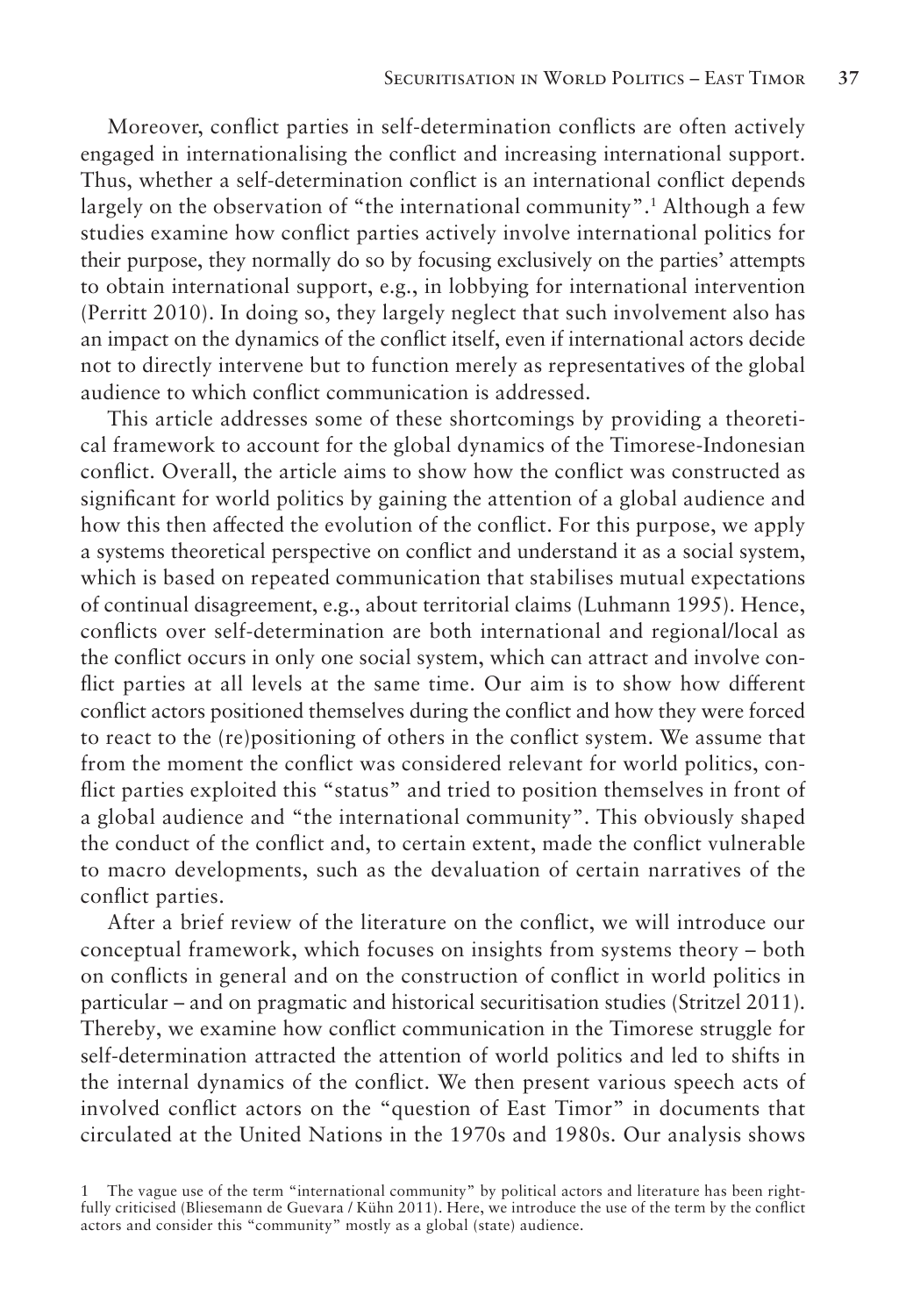Moreover, conflict parties in self-determination conflicts are often actively engaged in internationalising the conflict and increasing international support. Thus, whether a self-determination conflict is an international conflict depends largely on the observation of "the international community".[1] Although a few studies examine how conflict parties actively involve international politics for their purpose, they normally do so by focusing exclusively on the parties' attempts to obtain international support, e.g., in lobbying for international intervention (Perritt 2010). In doing so, they largely neglect that such involvement also has an impact on the dynamics of the conflict itself, even if international actors decide not to directly intervene but to function merely as representatives of the global audience to which conflict communication is addressed.

This article addresses some of these shortcomings by providing a theoretical framework to account for the global dynamics of the Timorese-Indonesian conflict. Overall, the article aims to show how the conflict was constructed as significant for world politics by gaining the attention of a global audience and how this then affected the evolution of the conflict. For this purpose, we apply a systems theoretical perspective on conflict and understand it as a social system, which is based on repeated communication that stabilises mutual expectations of continual disagreement, e.g., about territorial claims (Luhmann 1995). Hence, conflicts over self-determination are both international and regional/local as the conflict occurs in only one social system, which can attract and involve conflict parties at all levels at the same time. Our aim is to show how different conflict actors positioned themselves during the conflict and how they were forced to react to the (re)positioning of others in the conflict system. We assume that from the moment the conflict was considered relevant for world politics, conflict parties exploited this "status" and tried to position themselves in front of a global audience and "the international community". This obviously shaped the conduct of the conflict and, to certain extent, made the conflict vulnerable to macro developments, such as the devaluation of certain narratives of the conflict parties.

After a brief review of the literature on the conflict, we will introduce our conceptual framework, which focuses on insights from systems theory – both on conflicts in general and on the construction of conflict in world politics in particular – and on pragmatic and historical securitisation studies (Stritzel 2011). Thereby, we examine how conflict communication in the Timorese struggle for self-determination attracted the attention of world politics and led to shifts in the internal dynamics of the conflict. We then present various speech acts of involved conflict actors on the "question of East Timor" in documents that circulated at the United Nations in the 1970s and 1980s. Our analysis shows

[1] The vague use of the term "international community" by political actors and literature has been rightfully criticised (Bliesemann de Guevara / Kühn 2011). Here, we introduce the use of the term by the conflict actors and consider this "community" mostly as a global (state) audience.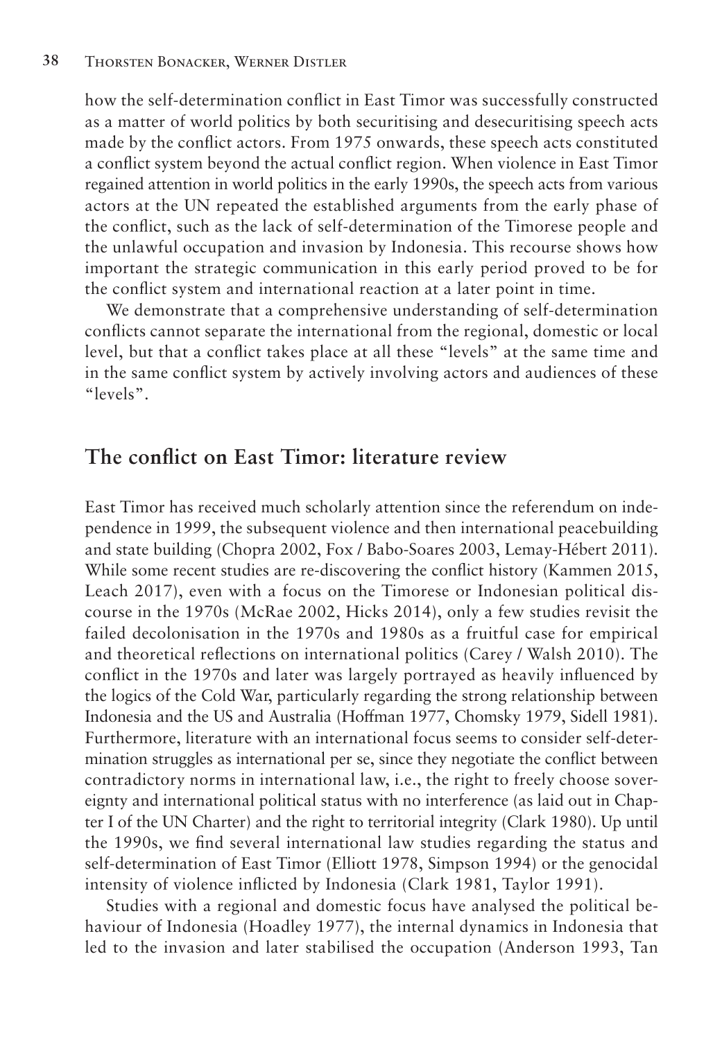how the self-determination conflict in East Timor was successfully constructed as a matter of world politics by both securitising and desecuritising speech acts made by the conflict actors. From 1975 onwards, these speech acts constituted a conflict system beyond the actual conflict region. When violence in East Timor regained attention in world politics in the early 1990s, the speech acts from various actors at the UN repeated the established arguments from the early phase of the conflict, such as the lack of self-determination of the Timorese people and the unlawful occupation and invasion by Indonesia. This recourse shows how important the strategic communication in this early period proved to be for the conflict system and international reaction at a later point in time.

We demonstrate that a comprehensive understanding of self-determination conflicts cannot separate the international from the regional, domestic or local level, but that a conflict takes place at all these "levels" at the same time and in the same conflict system by actively involving actors and audiences of these "levels".

## The conflict on East Timor: literature review

East Timor has received much scholarly attention since the referendum on independence in 1999, the subsequent violence and then international peacebuilding and state building (Chopra 2002, Fox / Babo-Soares 2003, Lemay-Hébert 2011). While some recent studies are re-discovering the conflict history (Kammen 2015, Leach 2017), even with a focus on the Timorese or Indonesian political discourse in the 1970s (McRae 2002, Hicks 2014), only a few studies revisit the failed decolonisation in the 1970s and 1980s as a fruitful case for empirical and theoretical reflections on international politics (Carey / Walsh 2010). The conflict in the 1970s and later was largely portrayed as heavily influenced by the logics of the Cold War, particularly regarding the strong relationship between Indonesia and the US and Australia (Hoffman 1977, Chomsky 1979, Sidell 1981). Furthermore, literature with an international focus seems to consider self-determination struggles as international per se, since they negotiate the conflict between contradictory norms in international law, i.e., the right to freely choose sovereignty and international political status with no interference (as laid out in Chapter I of the UN Charter) and the right to territorial integrity (Clark 1980). Up until the 1990s, we find several international law studies regarding the status and self-determination of East Timor (Elliott 1978, Simpson 1994) or the genocidal intensity of violence inflicted by Indonesia (Clark 1981, Taylor 1991).

Studies with a regional and domestic focus have analysed the political behaviour of Indonesia (Hoadley 1977), the internal dynamics in Indonesia that led to the invasion and later stabilised the occupation (Anderson 1993, Tan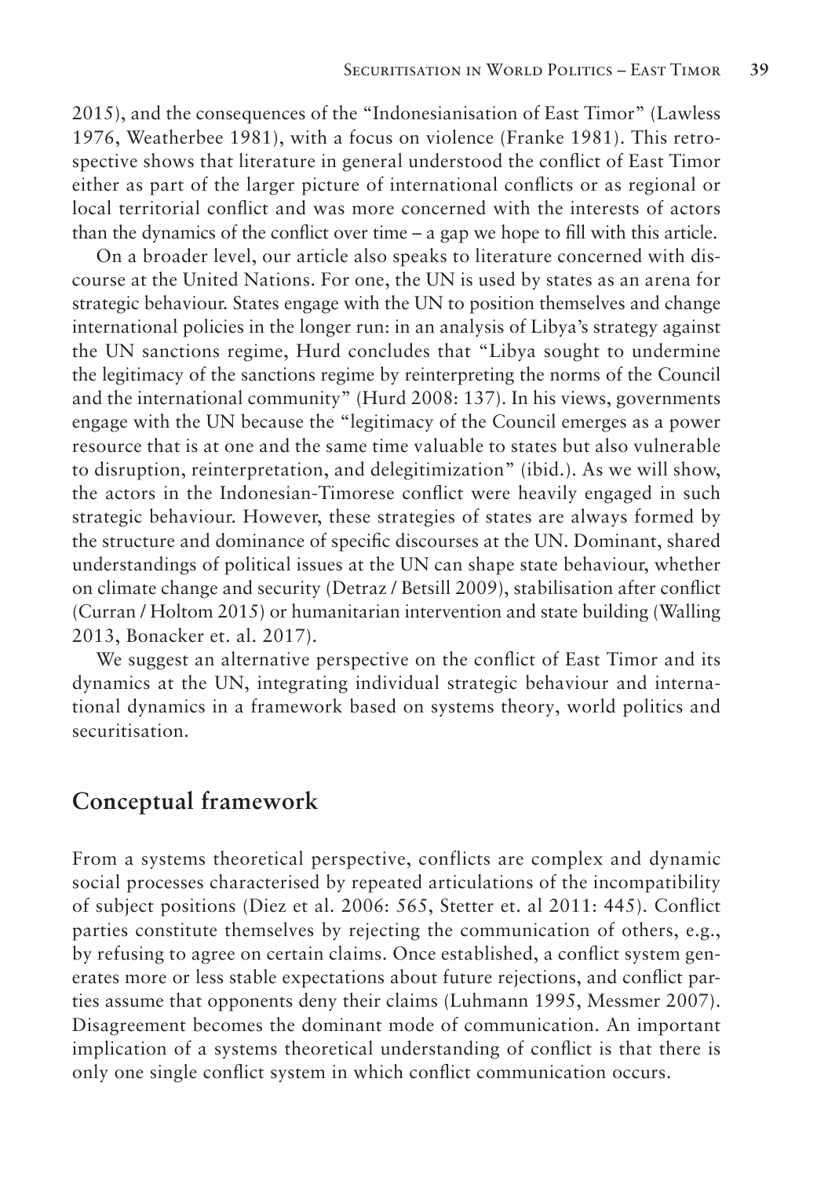2015), and the consequences of the "Indonesianisation of East Timor" (Lawless 1976, Weatherbee 1981), with a focus on violence (Franke 1981). This retrospective shows that literature in general understood the conflict of East Timor either as part of the larger picture of international conflicts or as regional or local territorial conflict and was more concerned with the interests of actors than the dynamics of the conflict over time – a gap we hope to fill with this article.

On a broader level, our article also speaks to literature concerned with discourse at the United Nations. For one, the UN is used by states as an arena for strategic behaviour. States engage with the UN to position themselves and change international policies in the longer run: in an analysis of Libya's strategy against the UN sanctions regime, Hurd concludes that "Libya sought to undermine the legitimacy of the sanctions regime by reinterpreting the norms of the Council and the international community" (Hurd 2008: 137). In his views, governments engage with the UN because the "legitimacy of the Council emerges as a power resource that is at one and the same time valuable to states but also vulnerable to disruption, reinterpretation, and delegitimization" (ibid.). As we will show, the actors in the Indonesian-Timorese conflict were heavily engaged in such strategic behaviour. However, these strategies of states are always formed by the structure and dominance of specific discourses at the UN. Dominant, shared understandings of political issues at the UN can shape state behaviour, whether on climate change and security (Detraz / Betsill 2009), stabilisation after conflict (Curran / Holtom 2015) or humanitarian intervention and state building (Walling 2013, Bonacker et. al. 2017).

We suggest an alternative perspective on the conflict of East Timor and its dynamics at the UN, integrating individual strategic behaviour and international dynamics in a framework based on systems theory, world politics and securitisation.

## Conceptual framework

From a systems theoretical perspective, conflicts are complex and dynamic social processes characterised by repeated articulations of the incompatibility of subject positions (Diez et al. 2006: 565, Stetter et. al 2011: 445). Conflict parties constitute themselves by rejecting the communication of others, e.g., by refusing to agree on certain claims. Once established, a conflict system generates more or less stable expectations about future rejections, and conflict parties assume that opponents deny their claims (Luhmann 1995, Messmer 2007). Disagreement becomes the dominant mode of communication. An important implication of a systems theoretical understanding of conflict is that there is only one single conflict system in which conflict communication occurs.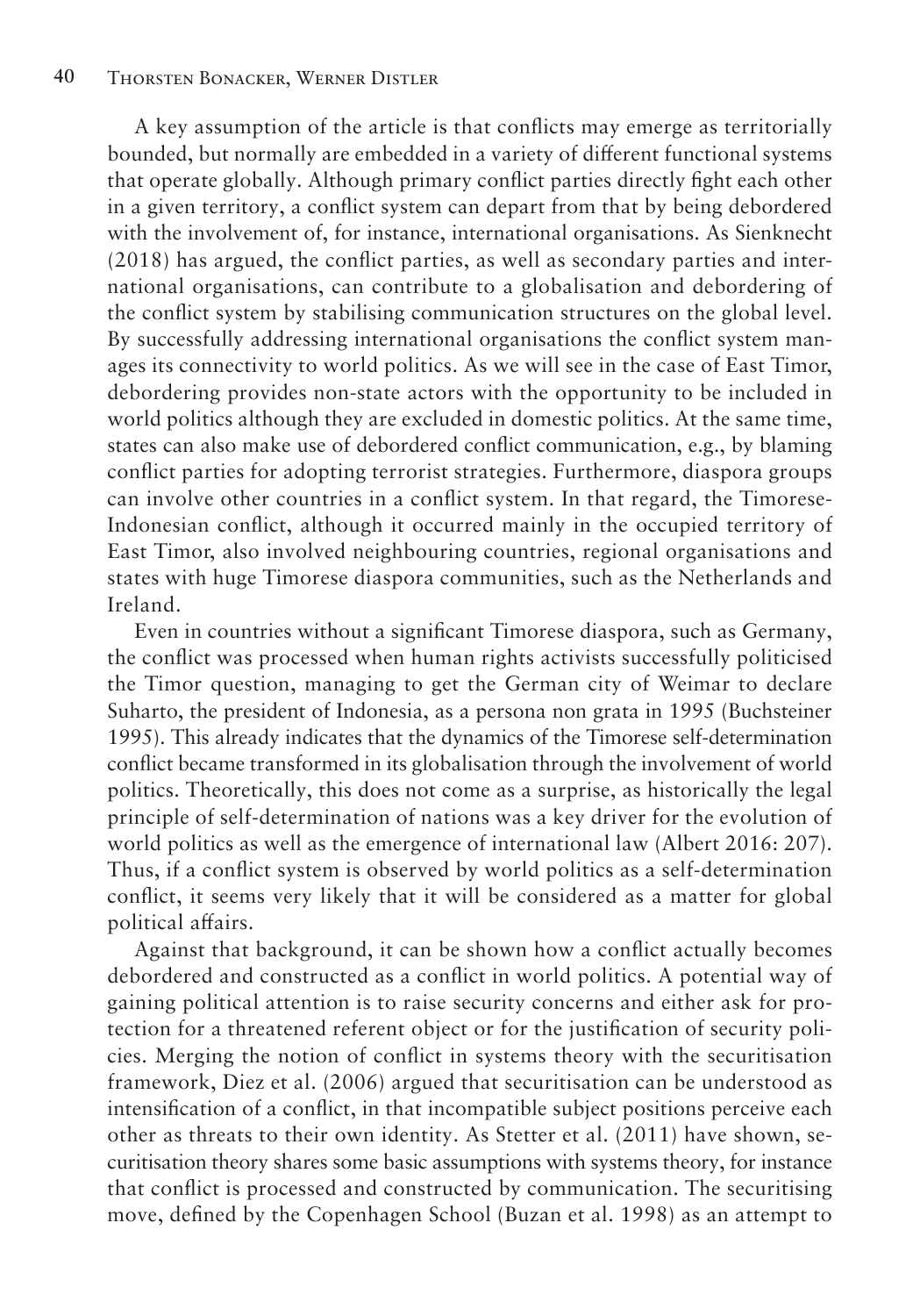A key assumption of the article is that conflicts may emerge as territorially bounded, but normally are embedded in a variety of different functional systems that operate globally. Although primary conflict parties directly fight each other in a given territory, a conflict system can depart from that by being debordered with the involvement of, for instance, international organisations. As Sienknecht (2018) has argued, the conflict parties, as well as secondary parties and international organisations, can contribute to a globalisation and debordering of the conflict system by stabilising communication structures on the global level. By successfully addressing international organisations the conflict system manages its connectivity to world politics. As we will see in the case of East Timor, debordering provides non-state actors with the opportunity to be included in world politics although they are excluded in domestic politics. At the same time, states can also make use of debordered conflict communication, e.g., by blaming conflict parties for adopting terrorist strategies. Furthermore, diaspora groups can involve other countries in a conflict system. In that regard, the Timorese-Indonesian conflict, although it occurred mainly in the occupied territory of East Timor, also involved neighbouring countries, regional organisations and states with huge Timorese diaspora communities, such as the Netherlands and Ireland.

Even in countries without a significant Timorese diaspora, such as Germany, the conflict was processed when human rights activists successfully politicised the Timor question, managing to get the German city of Weimar to declare Suharto, the president of Indonesia, as a persona non grata in 1995 (Buchsteiner 1995). This already indicates that the dynamics of the Timorese self-determination conflict became transformed in its globalisation through the involvement of world politics. Theoretically, this does not come as a surprise, as historically the legal principle of self-determination of nations was a key driver for the evolution of world politics as well as the emergence of international law (Albert 2016: 207). Thus, if a conflict system is observed by world politics as a self-determination conflict, it seems very likely that it will be considered as a matter for global political affairs.

Against that background, it can be shown how a conflict actually becomes debordered and constructed as a conflict in world politics. A potential way of gaining political attention is to raise security concerns and either ask for protection for a threatened referent object or for the justification of security policies. Merging the notion of conflict in systems theory with the securitisation framework, Diez et al. (2006) argued that securitisation can be understood as intensification of a conflict, in that incompatible subject positions perceive each other as threats to their own identity. As Stetter et al. (2011) have shown, securitisation theory shares some basic assumptions with systems theory, for instance that conflict is processed and constructed by communication. The securitising move, defined by the Copenhagen School (Buzan et al. 1998) as an attempt to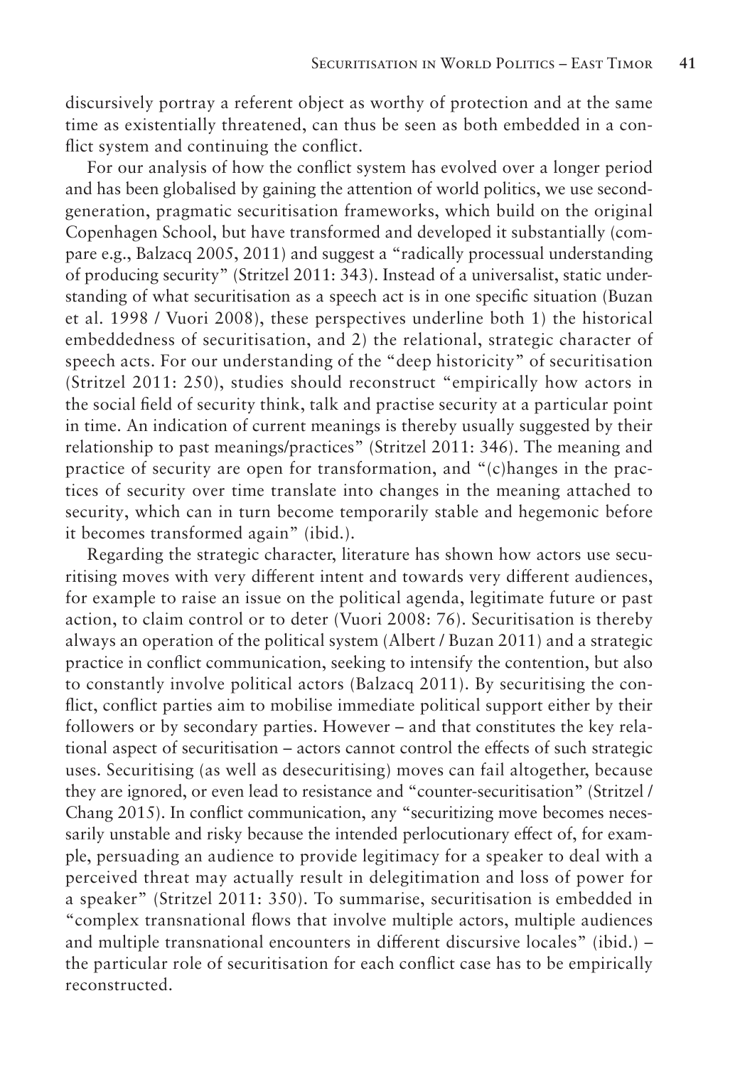discursively portray a referent object as worthy of protection and at the same time as existentially threatened, can thus be seen as both embedded in a conflict system and continuing the conflict.

For our analysis of how the conflict system has evolved over a longer period and has been globalised by gaining the attention of world politics, we use second-generation, pragmatic securitisation frameworks, which build on the original Copenhagen School, but have transformed and developed it substantially (compare e.g., Balzacq 2005, 2011) and suggest a "radically processual understanding of producing security" (Stritzel 2011: 343). Instead of a universalist, static understanding of what securitisation as a speech act is in one specific situation (Buzan et al. 1998 / Vuori 2008), these perspectives underline both 1) the historical embeddedness of securitisation, and 2) the relational, strategic character of speech acts. For our understanding of the "deep historicity" of securitisation (Stritzel 2011: 250), studies should reconstruct "empirically how actors in the social field of security think, talk and practise security at a particular point in time. An indication of current meanings is thereby usually suggested by their relationship to past meanings/practices" (Stritzel 2011: 346). The meaning and practice of security are open for transformation, and "(c)hanges in the practices of security over time translate into changes in the meaning attached to security, which can in turn become temporarily stable and hegemonic before it becomes transformed again" (ibid.).

Regarding the strategic character, literature has shown how actors use securitising moves with very different intent and towards very different audiences, for example to raise an issue on the political agenda, legitimate future or past action, to claim control or to deter (Vuori 2008: 76). Securitisation is thereby always an operation of the political system (Albert / Buzan 2011) and a strategic practice in conflict communication, seeking to intensify the contention, but also to constantly involve political actors (Balzacq 2011). By securitising the conflict, conflict parties aim to mobilise immediate political support either by their followers or by secondary parties. However – and that constitutes the key relational aspect of securitisation – actors cannot control the effects of such strategic uses. Securitising (as well as desecuritising) moves can fail altogether, because they are ignored, or even lead to resistance and "counter-securitisation" (Stritzel / Chang 2015). In conflict communication, any "securitizing move becomes necessarily unstable and risky because the intended perlocutionary effect of, for example, persuading an audience to provide legitimacy for a speaker to deal with a perceived threat may actually result in delegitimation and loss of power for a speaker" (Stritzel 2011: 350). To summarise, securitisation is embedded in "complex transnational flows that involve multiple actors, multiple audiences and multiple transnational encounters in different discursive locales" (ibid.) – the particular role of securitisation for each conflict case has to be empirically reconstructed.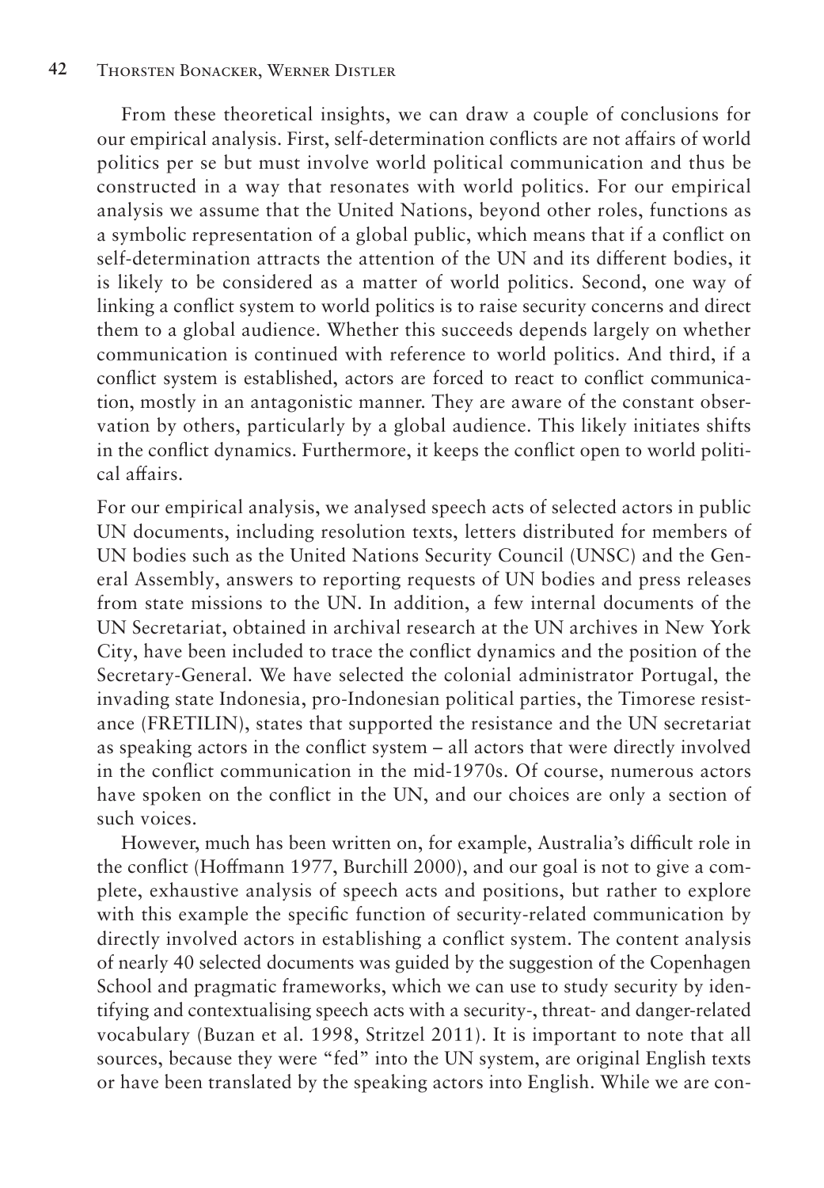From these theoretical insights, we can draw a couple of conclusions for our empirical analysis. First, self-determination conflicts are not affairs of world politics per se but must involve world political communication and thus be constructed in a way that resonates with world politics. For our empirical analysis we assume that the United Nations, beyond other roles, functions as a symbolic representation of a global public, which means that if a conflict on self-determination attracts the attention of the UN and its different bodies, it is likely to be considered as a matter of world politics. Second, one way of linking a conflict system to world politics is to raise security concerns and direct them to a global audience. Whether this succeeds depends largely on whether communication is continued with reference to world politics. And third, if a conflict system is established, actors are forced to react to conflict communication, mostly in an antagonistic manner. They are aware of the constant observation by others, particularly by a global audience. This likely initiates shifts in the conflict dynamics. Furthermore, it keeps the conflict open to world political affairs.

For our empirical analysis, we analysed speech acts of selected actors in public UN documents, including resolution texts, letters distributed for members of UN bodies such as the United Nations Security Council (UNSC) and the General Assembly, answers to reporting requests of UN bodies and press releases from state missions to the UN. In addition, a few internal documents of the UN Secretariat, obtained in archival research at the UN archives in New York City, have been included to trace the conflict dynamics and the position of the Secretary-General. We have selected the colonial administrator Portugal, the invading state Indonesia, pro-Indonesian political parties, the Timorese resistance (FRETILIN), states that supported the resistance and the UN secretariat as speaking actors in the conflict system – all actors that were directly involved in the conflict communication in the mid-1970s. Of course, numerous actors have spoken on the conflict in the UN, and our choices are only a section of such voices.

However, much has been written on, for example, Australia's difficult role in the conflict (Hoffmann 1977, Burchill 2000), and our goal is not to give a complete, exhaustive analysis of speech acts and positions, but rather to explore with this example the specific function of security-related communication by directly involved actors in establishing a conflict system. The content analysis of nearly 40 selected documents was guided by the suggestion of the Copenhagen School and pragmatic frameworks, which we can use to study security by identifying and contextualising speech acts with a security-, threat- and danger-related vocabulary (Buzan et al. 1998, Stritzel 2011). It is important to note that all sources, because they were "fed" into the UN system, are original English texts or have been translated by the speaking actors into English. While we are con-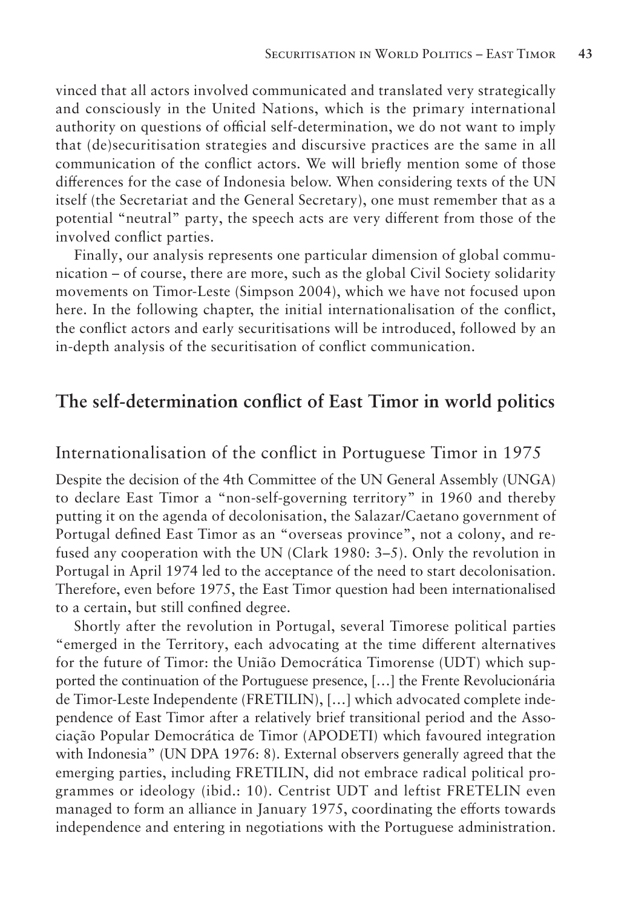vinced that all actors involved communicated and translated very strategically and consciously in the United Nations, which is the primary international authority on questions of official self-determination, we do not want to imply that (de)securitisation strategies and discursive practices are the same in all communication of the conflict actors. We will briefly mention some of those differences for the case of Indonesia below. When considering texts of the UN itself (the Secretariat and the General Secretary), one must remember that as a potential "neutral" party, the speech acts are very different from those of the involved conflict parties.

Finally, our analysis represents one particular dimension of global communication – of course, there are more, such as the global Civil Society solidarity movements on Timor-Leste (Simpson 2004), which we have not focused upon here. In the following chapter, the initial internationalisation of the conflict, the conflict actors and early securitisations will be introduced, followed by an in-depth analysis of the securitisation of conflict communication.

## The self-determination conflict of East Timor in world politics

### Internationalisation of the conflict in Portuguese Timor in 1975

Despite the decision of the 4th Committee of the UN General Assembly (UNGA) to declare East Timor a "non-self-governing territory" in 1960 and thereby putting it on the agenda of decolonisation, the Salazar/Caetano government of Portugal defined East Timor as an "overseas province", not a colony, and refused any cooperation with the UN (Clark 1980: 3–5). Only the revolution in Portugal in April 1974 led to the acceptance of the need to start decolonisation. Therefore, even before 1975, the East Timor question had been internationalised to a certain, but still confined degree.

Shortly after the revolution in Portugal, several Timorese political parties "emerged in the Territory, each advocating at the time different alternatives for the future of Timor: the União Democrática Timorense (UDT) which supported the continuation of the Portuguese presence, […] the Frente Revolucionária de Timor-Leste Independente (FRETILIN), […] which advocated complete independence of East Timor after a relatively brief transitional period and the Associação Popular Democrática de Timor (APODETI) which favoured integration with Indonesia" (UN DPA 1976: 8). External observers generally agreed that the emerging parties, including FRETILIN, did not embrace radical political programmes or ideology (ibid.: 10). Centrist UDT and leftist FRETELIN even managed to form an alliance in January 1975, coordinating the efforts towards independence and entering in negotiations with the Portuguese administration.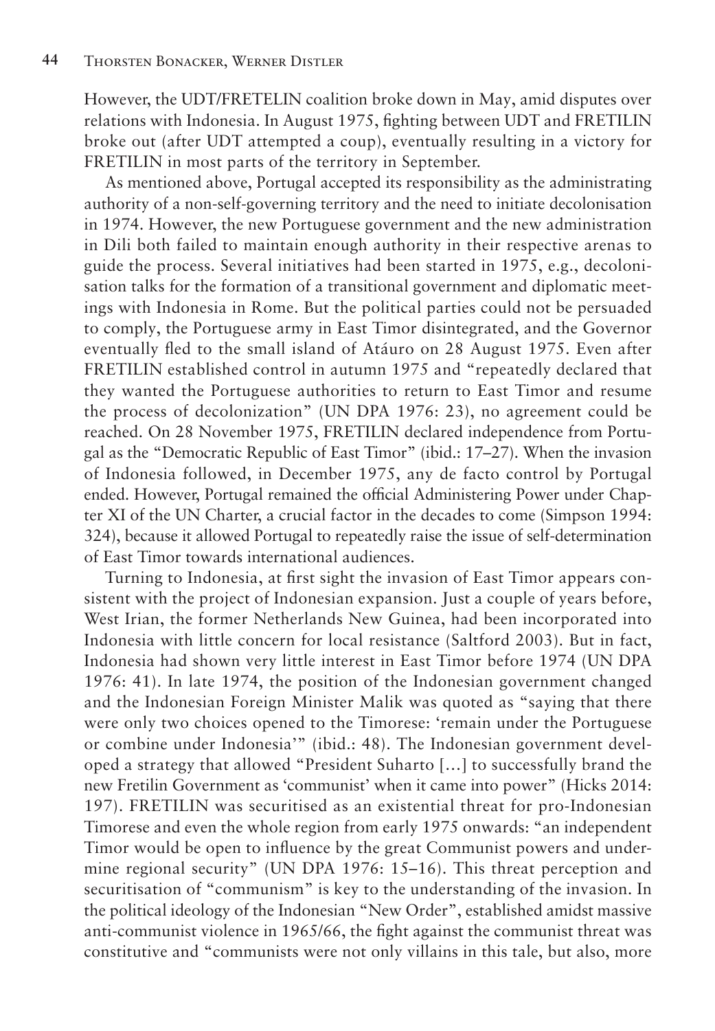However, the UDT/FRETELIN coalition broke down in May, amid disputes over relations with Indonesia. In August 1975, fighting between UDT and FRETILIN broke out (after UDT attempted a coup), eventually resulting in a victory for FRETILIN in most parts of the territory in September.

As mentioned above, Portugal accepted its responsibility as the administrating authority of a non-self-governing territory and the need to initiate decolonisation in 1974. However, the new Portuguese government and the new administration in Dili both failed to maintain enough authority in their respective arenas to guide the process. Several initiatives had been started in 1975, e.g., decolonisation talks for the formation of a transitional government and diplomatic meetings with Indonesia in Rome. But the political parties could not be persuaded to comply, the Portuguese army in East Timor disintegrated, and the Governor eventually fled to the small island of Atáuro on 28 August 1975. Even after FRETILIN established control in autumn 1975 and "repeatedly declared that they wanted the Portuguese authorities to return to East Timor and resume the process of decolonization" (UN DPA 1976: 23), no agreement could be reached. On 28 November 1975, FRETILIN declared independence from Portugal as the "Democratic Republic of East Timor" (ibid.: 17–27). When the invasion of Indonesia followed, in December 1975, any de facto control by Portugal ended. However, Portugal remained the official Administering Power under Chapter XI of the UN Charter, a crucial factor in the decades to come (Simpson 1994: 324), because it allowed Portugal to repeatedly raise the issue of self-determination of East Timor towards international audiences.

Turning to Indonesia, at first sight the invasion of East Timor appears consistent with the project of Indonesian expansion. Just a couple of years before, West Irian, the former Netherlands New Guinea, had been incorporated into Indonesia with little concern for local resistance (Saltford 2003). But in fact, Indonesia had shown very little interest in East Timor before 1974 (UN DPA 1976: 41). In late 1974, the position of the Indonesian government changed and the Indonesian Foreign Minister Malik was quoted as "saying that there were only two choices opened to the Timorese: 'remain under the Portuguese or combine under Indonesia'" (ibid.: 48). The Indonesian government developed a strategy that allowed "President Suharto […] to successfully brand the new Fretilin Government as 'communist' when it came into power" (Hicks 2014: 197). FRETILIN was securitised as an existential threat for pro-Indonesian Timorese and even the whole region from early 1975 onwards: "an independent Timor would be open to influence by the great Communist powers and undermine regional security" (UN DPA 1976: 15–16). This threat perception and securitisation of "communism" is key to the understanding of the invasion. In the political ideology of the Indonesian "New Order", established amidst massive anti-communist violence in 1965/66, the fight against the communist threat was constitutive and "communists were not only villains in this tale, but also, more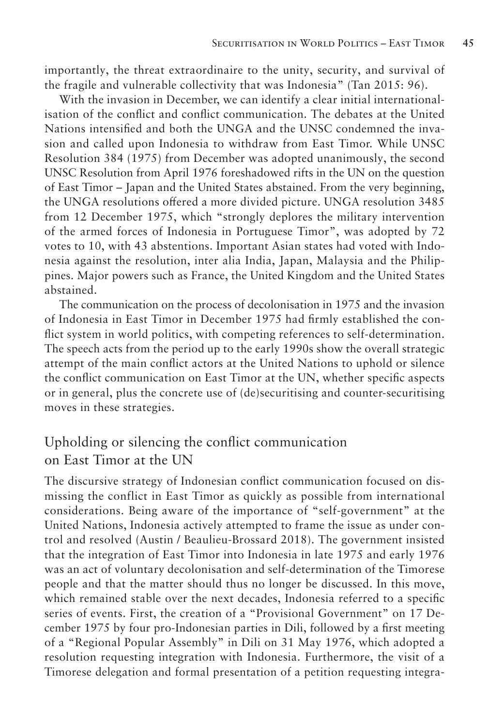importantly, the threat extraordinaire to the unity, security, and survival of the fragile and vulnerable collectivity that was Indonesia" (Tan 2015: 96).

With the invasion in December, we can identify a clear initial internationalisation of the conflict and conflict communication. The debates at the United Nations intensified and both the UNGA and the UNSC condemned the invasion and called upon Indonesia to withdraw from East Timor. While UNSC Resolution 384 (1975) from December was adopted unanimously, the second UNSC Resolution from April 1976 foreshadowed rifts in the UN on the question of East Timor – Japan and the United States abstained. From the very beginning, the UNGA resolutions offered a more divided picture. UNGA resolution 3485 from 12 December 1975, which "strongly deplores the military intervention of the armed forces of Indonesia in Portuguese Timor", was adopted by 72 votes to 10, with 43 abstentions. Important Asian states had voted with Indonesia against the resolution, inter alia India, Japan, Malaysia and the Philippines. Major powers such as France, the United Kingdom and the United States abstained.

The communication on the process of decolonisation in 1975 and the invasion of Indonesia in East Timor in December 1975 had firmly established the conflict system in world politics, with competing references to self-determination. The speech acts from the period up to the early 1990s show the overall strategic attempt of the main conflict actors at the United Nations to uphold or silence the conflict communication on East Timor at the UN, whether specific aspects or in general, plus the concrete use of (de)securitising and counter-securitising moves in these strategies.

## Upholding or silencing the conflict communication on East Timor at the UN

The discursive strategy of Indonesian conflict communication focused on dismissing the conflict in East Timor as quickly as possible from international considerations. Being aware of the importance of "self-government" at the United Nations, Indonesia actively attempted to frame the issue as under control and resolved (Austin / Beaulieu-Brossard 2018). The government insisted that the integration of East Timor into Indonesia in late 1975 and early 1976 was an act of voluntary decolonisation and self-determination of the Timorese people and that the matter should thus no longer be discussed. In this move, which remained stable over the next decades, Indonesia referred to a specific series of events. First, the creation of a "Provisional Government" on 17 December 1975 by four pro-Indonesian parties in Dili, followed by a first meeting of a "Regional Popular Assembly" in Dili on 31 May 1976, which adopted a resolution requesting integration with Indonesia. Furthermore, the visit of a Timorese delegation and formal presentation of a petition requesting integra-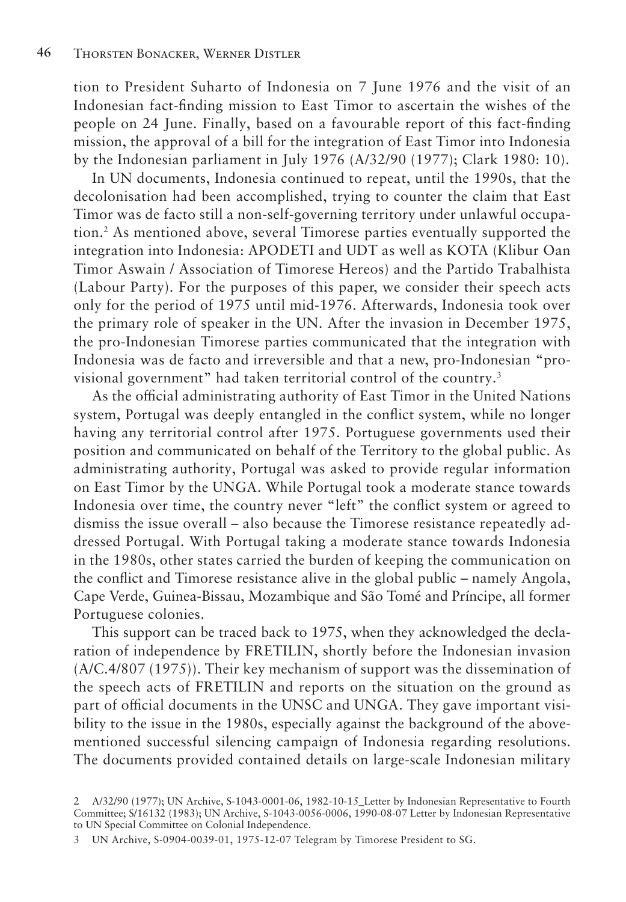tion to President Suharto of Indonesia on 7 June 1976 and the visit of an Indonesian fact-finding mission to East Timor to ascertain the wishes of the people on 24 June. Finally, based on a favourable report of this fact-finding mission, the approval of a bill for the integration of East Timor into Indonesia by the Indonesian parliament in July 1976 (A/32/90 (1977); Clark 1980: 10).

In UN documents, Indonesia continued to repeat, until the 1990s, that the decolonisation had been accomplished, trying to counter the claim that East Timor was de facto still a non-self-governing territory under unlawful occupation.[2] As mentioned above, several Timorese parties eventually supported the integration into Indonesia: APODETI and UDT as well as KOTA (Klibur Oan Timor Aswain / Association of Timorese Hereos) and the Partido Trabalhista (Labour Party). For the purposes of this paper, we consider their speech acts only for the period of 1975 until mid-1976. Afterwards, Indonesia took over the primary role of speaker in the UN. After the invasion in December 1975, the pro-Indonesian Timorese parties communicated that the integration with Indonesia was de facto and irreversible and that a new, pro-Indonesian "provisional government" had taken territorial control of the country.[3]

As the official administrating authority of East Timor in the United Nations system, Portugal was deeply entangled in the conflict system, while no longer having any territorial control after 1975. Portuguese governments used their position and communicated on behalf of the Territory to the global public. As administrating authority, Portugal was asked to provide regular information on East Timor by the UNGA. While Portugal took a moderate stance towards Indonesia over time, the country never "left" the conflict system or agreed to dismiss the issue overall – also because the Timorese resistance repeatedly addressed Portugal. With Portugal taking a moderate stance towards Indonesia in the 1980s, other states carried the burden of keeping the communication on the conflict and Timorese resistance alive in the global public – namely Angola, Cape Verde, Guinea-Bissau, Mozambique and São Tomé and Príncipe, all former Portuguese colonies.

This support can be traced back to 1975, when they acknowledged the declaration of independence by FRETILIN, shortly before the Indonesian invasion (A/C.4/807 (1975)). Their key mechanism of support was the dissemination of the speech acts of FRETILIN and reports on the situation on the ground as part of official documents in the UNSC and UNGA. They gave important visibility to the issue in the 1980s, especially against the background of the above-mentioned successful silencing campaign of Indonesia regarding resolutions. The documents provided contained details on large-scale Indonesian military

2 A/32/90 (1977); UN Archive, S-1043-0001-06, 1982-10-15_Letter by Indonesian Representative to Fourth Committee; S/16132 (1983); UN Archive, S-1043-0056-0006, 1990-08-07 Letter by Indonesian Representative to UN Special Committee on Colonial Independence.

3 UN Archive, S-0904-0039-01, 1975-12-07 Telegram by Timorese President to SG.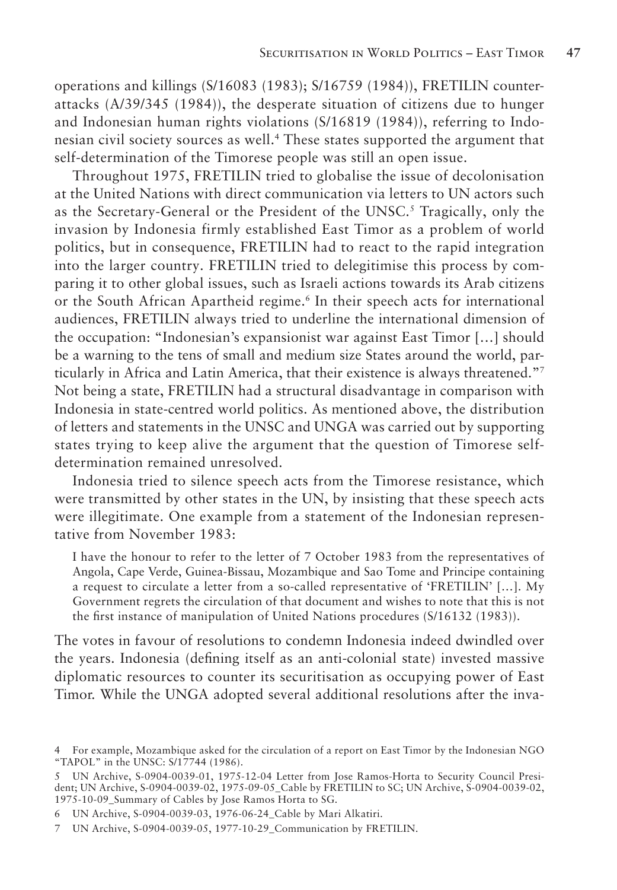operations and killings (S/16083 (1983); S/16759 (1984)), FRETILIN counter-attacks (A/39/345 (1984)), the desperate situation of citizens due to hunger and Indonesian human rights violations (S/16819 (1984)), referring to Indonesian civil society sources as well.[4] These states supported the argument that self-determination of the Timorese people was still an open issue.

Throughout 1975, FRETILIN tried to globalise the issue of decolonisation at the United Nations with direct communication via letters to UN actors such as the Secretary-General or the President of the UNSC.[5] Tragically, only the invasion by Indonesia firmly established East Timor as a problem of world politics, but in consequence, FRETILIN had to react to the rapid integration into the larger country. FRETILIN tried to delegitimise this process by comparing it to other global issues, such as Israeli actions towards its Arab citizens or the South African Apartheid regime.[6] In their speech acts for international audiences, FRETILIN always tried to underline the international dimension of the occupation: "Indonesian's expansionist war against East Timor […] should be a warning to the tens of small and medium size States around the world, particularly in Africa and Latin America, that their existence is always threatened."[7] Not being a state, FRETILIN had a structural disadvantage in comparison with Indonesia in state-centred world politics. As mentioned above, the distribution of letters and statements in the UNSC and UNGA was carried out by supporting states trying to keep alive the argument that the question of Timorese self-determination remained unresolved.

Indonesia tried to silence speech acts from the Timorese resistance, which were transmitted by other states in the UN, by insisting that these speech acts were illegitimate. One example from a statement of the Indonesian representative from November 1983:

> I have the honour to refer to the letter of 7 October 1983 from the representatives of Angola, Cape Verde, Guinea-Bissau, Mozambique and Sao Tome and Principe containing a request to circulate a letter from a so-called representative of 'FRETILIN' […]. My Government regrets the circulation of that document and wishes to note that this is not the first instance of manipulation of United Nations procedures (S/16132 (1983)).

The votes in favour of resolutions to condemn Indonesia indeed dwindled over the years. Indonesia (defining itself as an anti-colonial state) invested massive diplomatic resources to counter its securitisation as occupying power of East Timor. While the UNGA adopted several additional resolutions after the inva-

---

4 For example, Mozambique asked for the circulation of a report on East Timor by the Indonesian NGO "TAPOL" in the UNSC: S/17744 (1986).

5 UN Archive, S-0904-0039-01, 1975-12-04 Letter from Jose Ramos-Horta to Security Council President; UN Archive, S-0904-0039-02, 1975-09-05_Cable by FRETILIN to SC; UN Archive, S-0904-0039-02, 1975-10-09_Summary of Cables by Jose Ramos Horta to SG.

6 UN Archive, S-0904-0039-03, 1976-06-24_Cable by Mari Alkatiri.

7 UN Archive, S-0904-0039-05, 1977-10-29_Communication by FRETILIN.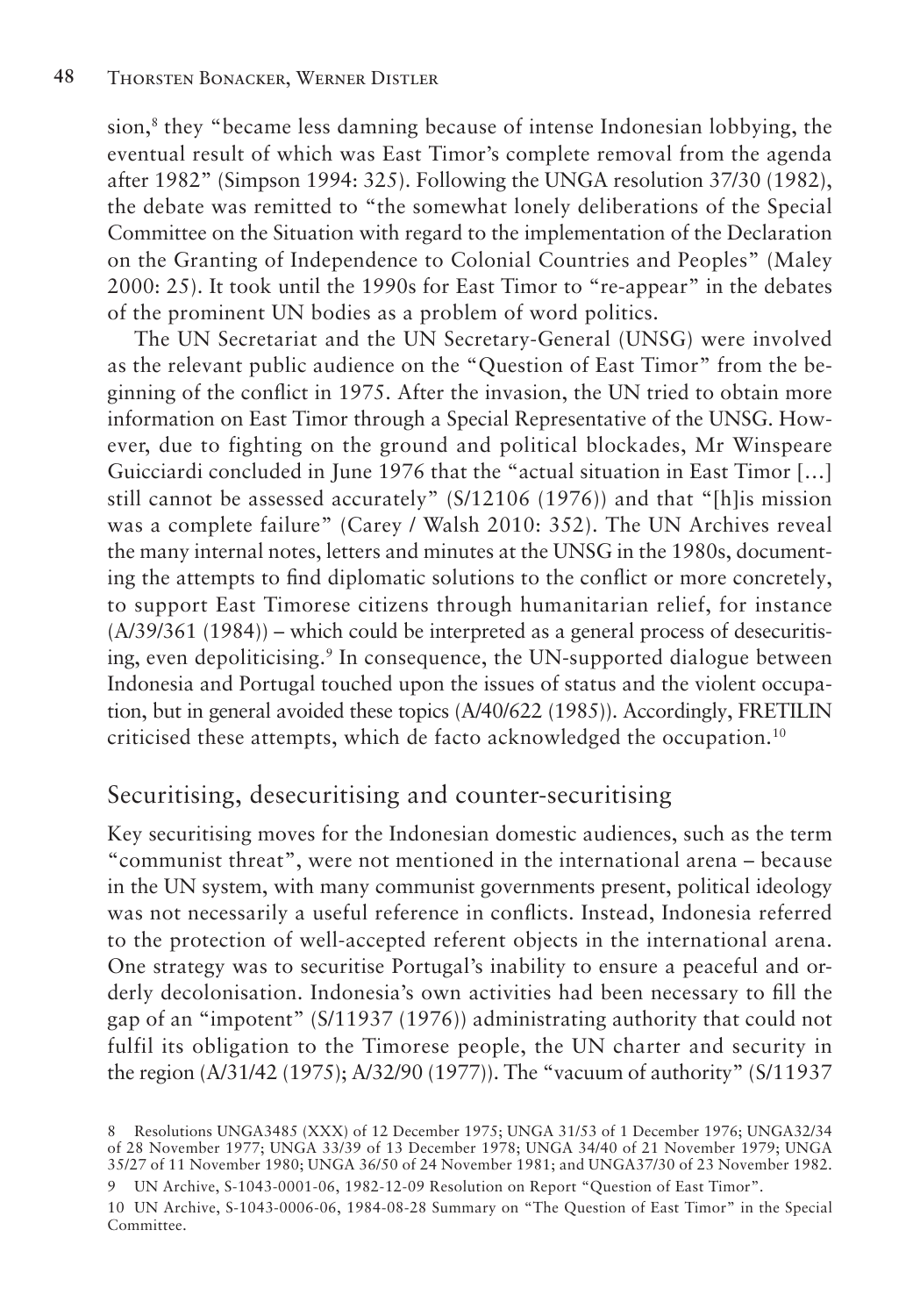sion,[8] they "became less damning because of intense Indonesian lobbying, the eventual result of which was East Timor's complete removal from the agenda after 1982" (Simpson 1994: 325). Following the UNGA resolution 37/30 (1982), the debate was remitted to "the somewhat lonely deliberations of the Special Committee on the Situation with regard to the implementation of the Declaration on the Granting of Independence to Colonial Countries and Peoples" (Maley 2000: 25). It took until the 1990s for East Timor to "re-appear" in the debates of the prominent UN bodies as a problem of word politics.

The UN Secretariat and the UN Secretary-General (UNSG) were involved as the relevant public audience on the "Question of East Timor" from the beginning of the conflict in 1975. After the invasion, the UN tried to obtain more information on East Timor through a Special Representative of the UNSG. However, due to fighting on the ground and political blockades, Mr Winspeare Guicciardi concluded in June 1976 that the "actual situation in East Timor […] still cannot be assessed accurately" (S/12106 (1976)) and that "[h]is mission was a complete failure" (Carey / Walsh 2010: 352). The UN Archives reveal the many internal notes, letters and minutes at the UNSG in the 1980s, documenting the attempts to find diplomatic solutions to the conflict or more concretely, to support East Timorese citizens through humanitarian relief, for instance (A/39/361 (1984)) – which could be interpreted as a general process of desecuritising, even depoliticising.[9] In consequence, the UN-supported dialogue between Indonesia and Portugal touched upon the issues of status and the violent occupation, but in general avoided these topics (A/40/622 (1985)). Accordingly, FRETILIN criticised these attempts, which de facto acknowledged the occupation.[10]

## Securitising, desecuritising and counter-securitising

Key securitising moves for the Indonesian domestic audiences, such as the term "communist threat", were not mentioned in the international arena – because in the UN system, with many communist governments present, political ideology was not necessarily a useful reference in conflicts. Instead, Indonesia referred to the protection of well-accepted referent objects in the international arena. One strategy was to securitise Portugal's inability to ensure a peaceful and orderly decolonisation. Indonesia's own activities had been necessary to fill the gap of an "impotent" (S/11937 (1976)) administrating authority that could not fulfil its obligation to the Timorese people, the UN charter and security in the region (A/31/42 (1975); A/32/90 (1977)). The "vacuum of authority" (S/11937

8 Resolutions UNGA3485 (XXX) of 12 December 1975; UNGA 31/53 of 1 December 1976; UNGA32/34 of 28 November 1977; UNGA 33/39 of 13 December 1978; UNGA 34/40 of 21 November 1979; UNGA 35/27 of 11 November 1980; UNGA 36/50 of 24 November 1981; and UNGA37/30 of 23 November 1982.

9 UN Archive, S-1043-0001-06, 1982-12-09 Resolution on Report "Question of East Timor".

10 UN Archive, S-1043-0006-06, 1984-08-28 Summary on "The Question of East Timor" in the Special Committee.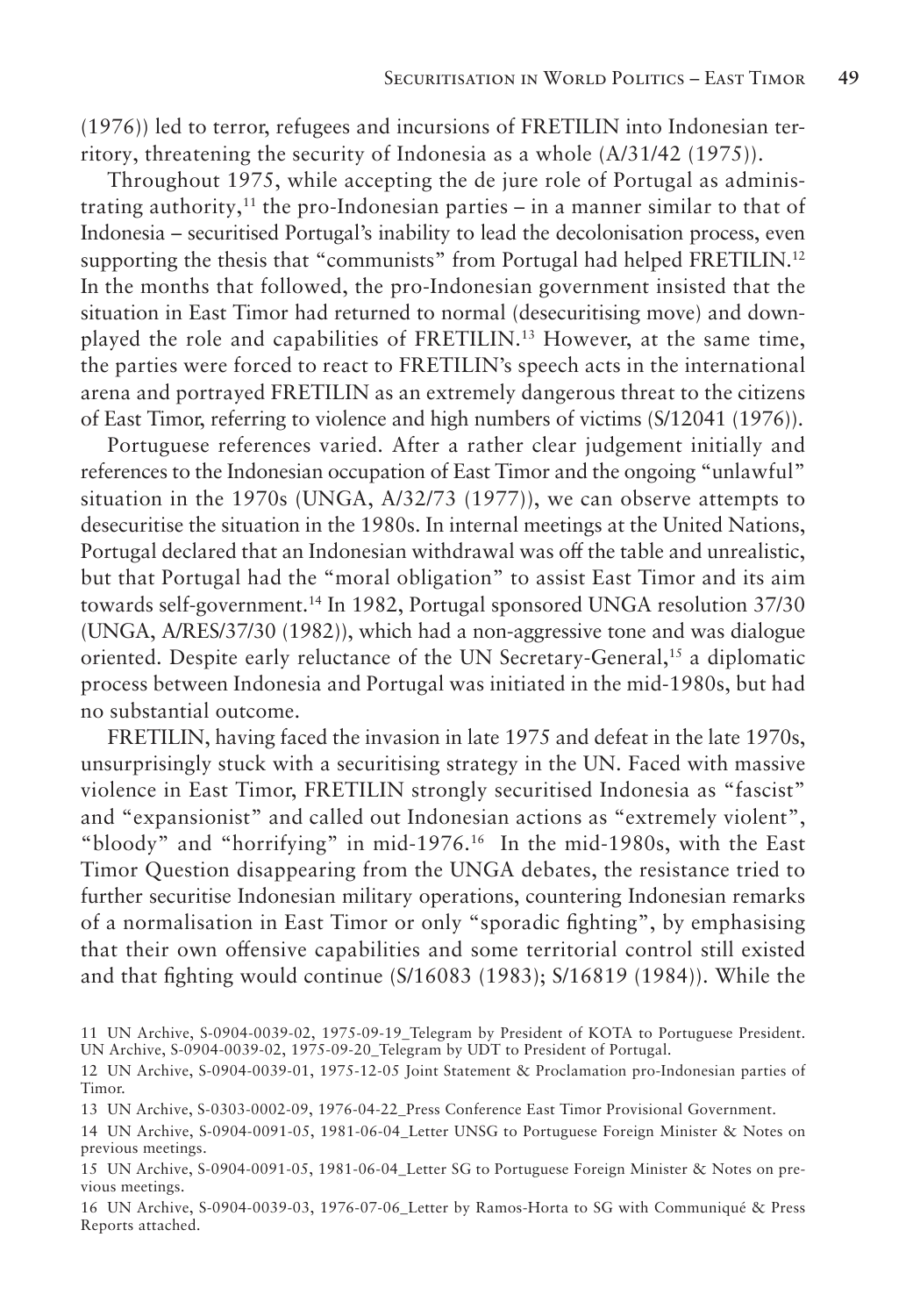(1976)) led to terror, refugees and incursions of FRETILIN into Indonesian territory, threatening the security of Indonesia as a whole (A/31/42 (1975)).

Throughout 1975, while accepting the de jure role of Portugal as administrating authority,[11] the pro-Indonesian parties – in a manner similar to that of Indonesia – securitised Portugal's inability to lead the decolonisation process, even supporting the thesis that "communists" from Portugal had helped FRETILIN.[12] In the months that followed, the pro-Indonesian government insisted that the situation in East Timor had returned to normal (desecuritising move) and downplayed the role and capabilities of FRETILIN.[13] However, at the same time, the parties were forced to react to FRETILIN's speech acts in the international arena and portrayed FRETILIN as an extremely dangerous threat to the citizens of East Timor, referring to violence and high numbers of victims (S/12041 (1976)).

Portuguese references varied. After a rather clear judgement initially and references to the Indonesian occupation of East Timor and the ongoing "unlawful" situation in the 1970s (UNGA, A/32/73 (1977)), we can observe attempts to desecuritise the situation in the 1980s. In internal meetings at the United Nations, Portugal declared that an Indonesian withdrawal was off the table and unrealistic, but that Portugal had the "moral obligation" to assist East Timor and its aim towards self-government.[14] In 1982, Portugal sponsored UNGA resolution 37/30 (UNGA, A/RES/37/30 (1982)), which had a non-aggressive tone and was dialogue oriented. Despite early reluctance of the UN Secretary-General,[15] a diplomatic process between Indonesia and Portugal was initiated in the mid-1980s, but had no substantial outcome.

FRETILIN, having faced the invasion in late 1975 and defeat in the late 1970s, unsurprisingly stuck with a securitising strategy in the UN. Faced with massive violence in East Timor, FRETILIN strongly securitised Indonesia as "fascist" and "expansionist" and called out Indonesian actions as "extremely violent", "bloody" and "horrifying" in mid-1976.[16] In the mid-1980s, with the East Timor Question disappearing from the UNGA debates, the resistance tried to further securitise Indonesian military operations, countering Indonesian remarks of a normalisation in East Timor or only "sporadic fighting", by emphasising that their own offensive capabilities and some territorial control still existed and that fighting would continue (S/16083 (1983); S/16819 (1984)). While the

11 UN Archive, S-0904-0039-02, 1975-09-19_Telegram by President of KOTA to Portuguese President. UN Archive, S-0904-0039-02, 1975-09-20_Telegram by UDT to President of Portugal.

12 UN Archive, S-0904-0039-01, 1975-12-05 Joint Statement & Proclamation pro-Indonesian parties of Timor.

13 UN Archive, S-0303-0002-09, 1976-04-22_Press Conference East Timor Provisional Government.

14 UN Archive, S-0904-0091-05, 1981-06-04_Letter UNSG to Portuguese Foreign Minister & Notes on previous meetings.

15 UN Archive, S-0904-0091-05, 1981-06-04_Letter SG to Portuguese Foreign Minister & Notes on previous meetings.

16 UN Archive, S-0904-0039-03, 1976-07-06_Letter by Ramos-Horta to SG with Communiqué & Press Reports attached.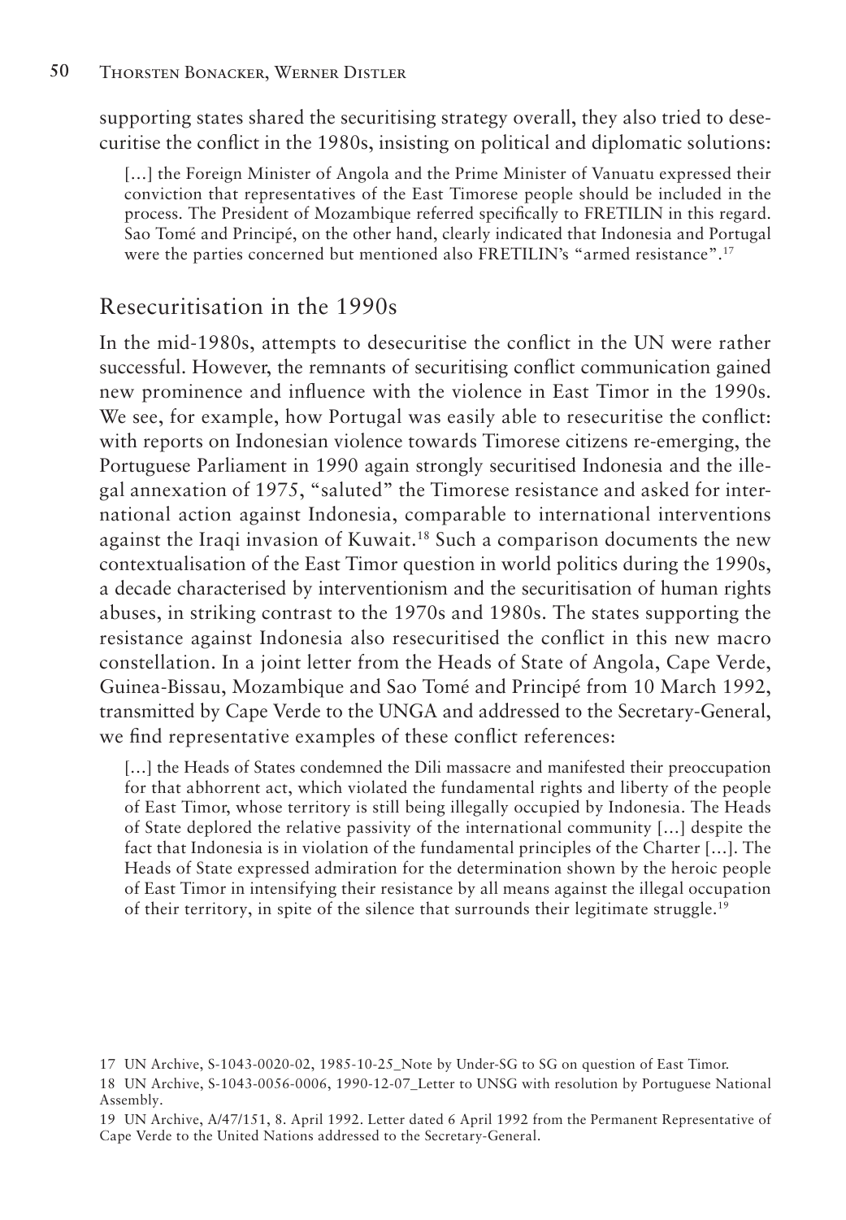supporting states shared the securitising strategy overall, they also tried to desecuritise the conflict in the 1980s, insisting on political and diplomatic solutions:

> […] the Foreign Minister of Angola and the Prime Minister of Vanuatu expressed their conviction that representatives of the East Timorese people should be included in the process. The President of Mozambique referred specifically to FRETILIN in this regard. Sao Tomé and Principé, on the other hand, clearly indicated that Indonesia and Portugal were the parties concerned but mentioned also FRETILIN's "armed resistance".[17]

## Resecuritisation in the 1990s

In the mid-1980s, attempts to desecuritise the conflict in the UN were rather successful. However, the remnants of securitising conflict communication gained new prominence and influence with the violence in East Timor in the 1990s. We see, for example, how Portugal was easily able to resecuritise the conflict: with reports on Indonesian violence towards Timorese citizens re-emerging, the Portuguese Parliament in 1990 again strongly securitised Indonesia and the illegal annexation of 1975, "saluted" the Timorese resistance and asked for international action against Indonesia, comparable to international interventions against the Iraqi invasion of Kuwait.[18] Such a comparison documents the new contextualisation of the East Timor question in world politics during the 1990s, a decade characterised by interventionism and the securitisation of human rights abuses, in striking contrast to the 1970s and 1980s. The states supporting the resistance against Indonesia also resecuritised the conflict in this new macro constellation. In a joint letter from the Heads of State of Angola, Cape Verde, Guinea-Bissau, Mozambique and Sao Tomé and Principé from 10 March 1992, transmitted by Cape Verde to the UNGA and addressed to the Secretary-General, we find representative examples of these conflict references:

> […] the Heads of States condemned the Dili massacre and manifested their preoccupation for that abhorrent act, which violated the fundamental rights and liberty of the people of East Timor, whose territory is still being illegally occupied by Indonesia. The Heads of State deplored the relative passivity of the international community […] despite the fact that Indonesia is in violation of the fundamental principles of the Charter […]. The Heads of State expressed admiration for the determination shown by the heroic people of East Timor in intensifying their resistance by all means against the illegal occupation of their territory, in spite of the silence that surrounds their legitimate struggle.[19]

17 UN Archive, S-1043-0020-02, 1985-10-25_Note by Under-SG to SG on question of East Timor.

18 UN Archive, S-1043-0056-0006, 1990-12-07_Letter to UNSG with resolution by Portuguese National Assembly.

19 UN Archive, A/47/151, 8. April 1992. Letter dated 6 April 1992 from the Permanent Representative of Cape Verde to the United Nations addressed to the Secretary-General.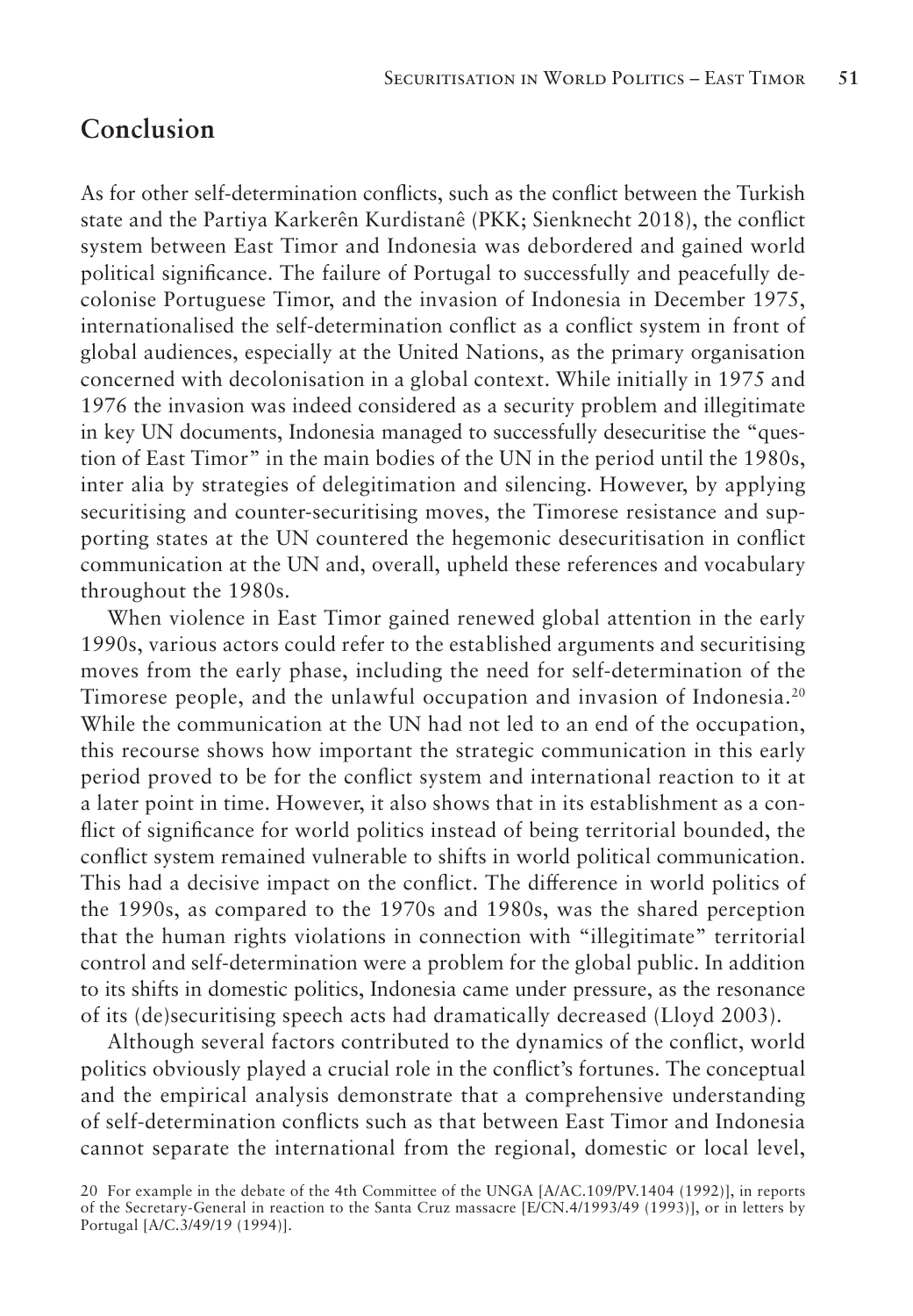## Conclusion

As for other self-determination conflicts, such as the conflict between the Turkish state and the Partiya Karkerên Kurdistanê (PKK; Sienknecht 2018), the conflict system between East Timor and Indonesia was debordered and gained world political significance. The failure of Portugal to successfully and peacefully decolonise Portuguese Timor, and the invasion of Indonesia in December 1975, internationalised the self-determination conflict as a conflict system in front of global audiences, especially at the United Nations, as the primary organisation concerned with decolonisation in a global context. While initially in 1975 and 1976 the invasion was indeed considered as a security problem and illegitimate in key UN documents, Indonesia managed to successfully desecuritise the "question of East Timor" in the main bodies of the UN in the period until the 1980s, inter alia by strategies of delegitimation and silencing. However, by applying securitising and counter-securitising moves, the Timorese resistance and supporting states at the UN countered the hegemonic desecuritisation in conflict communication at the UN and, overall, upheld these references and vocabulary throughout the 1980s.

When violence in East Timor gained renewed global attention in the early 1990s, various actors could refer to the established arguments and securitising moves from the early phase, including the need for self-determination of the Timorese people, and the unlawful occupation and invasion of Indonesia.[20] While the communication at the UN had not led to an end of the occupation, this recourse shows how important the strategic communication in this early period proved to be for the conflict system and international reaction to it at a later point in time. However, it also shows that in its establishment as a conflict of significance for world politics instead of being territorial bounded, the conflict system remained vulnerable to shifts in world political communication. This had a decisive impact on the conflict. The difference in world politics of the 1990s, as compared to the 1970s and 1980s, was the shared perception that the human rights violations in connection with "illegitimate" territorial control and self-determination were a problem for the global public. In addition to its shifts in domestic politics, Indonesia came under pressure, as the resonance of its (de)securitising speech acts had dramatically decreased (Lloyd 2003).

Although several factors contributed to the dynamics of the conflict, world politics obviously played a crucial role in the conflict's fortunes. The conceptual and the empirical analysis demonstrate that a comprehensive understanding of self-determination conflicts such as that between East Timor and Indonesia cannot separate the international from the regional, domestic or local level,

20 For example in the debate of the 4th Committee of the UNGA [A/AC.109/PV.1404 (1992)], in reports of the Secretary-General in reaction to the Santa Cruz massacre [E/CN.4/1993/49 (1993)], or in letters by Portugal [A/C.3/49/19 (1994)].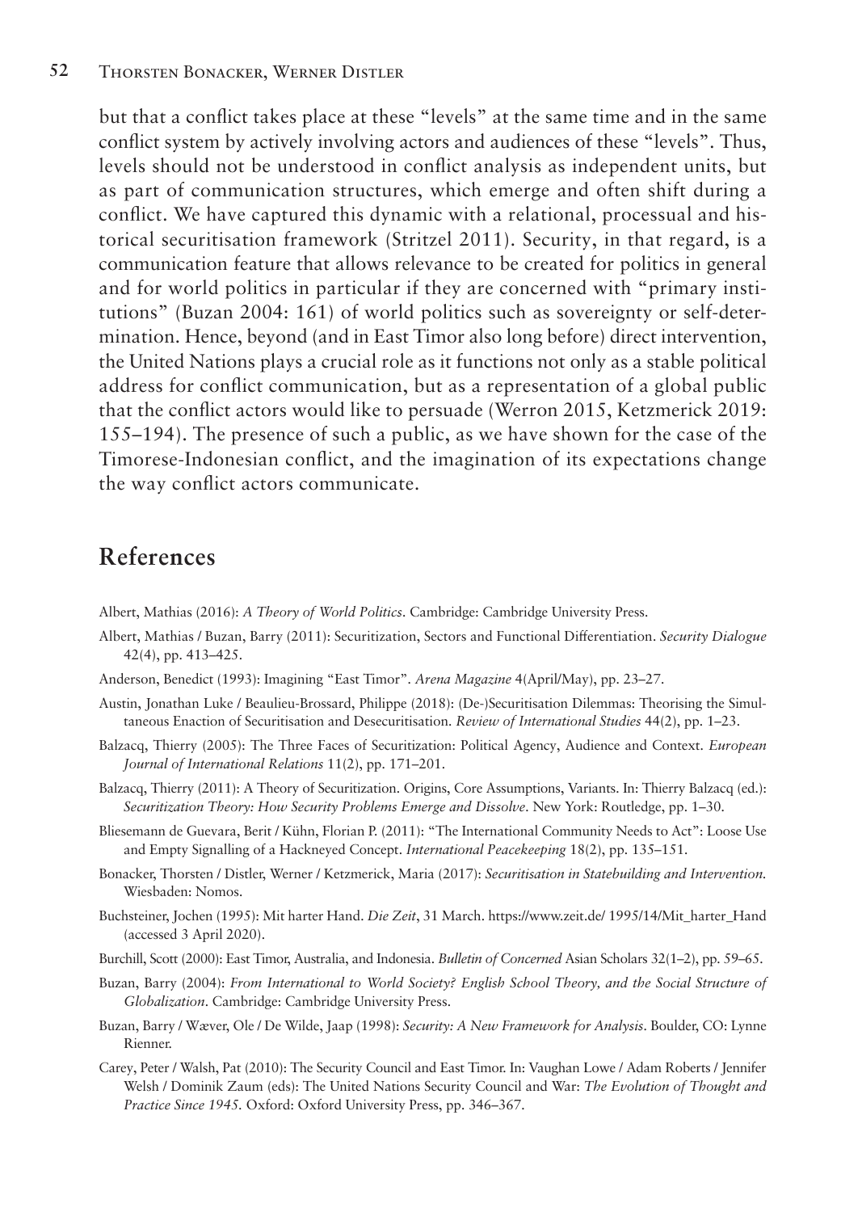but that a conflict takes place at these "levels" at the same time and in the same conflict system by actively involving actors and audiences of these "levels". Thus, levels should not be understood in conflict analysis as independent units, but as part of communication structures, which emerge and often shift during a conflict. We have captured this dynamic with a relational, processual and historical securitisation framework (Stritzel 2011). Security, in that regard, is a communication feature that allows relevance to be created for politics in general and for world politics in particular if they are concerned with "primary institutions" (Buzan 2004: 161) of world politics such as sovereignty or self-determination. Hence, beyond (and in East Timor also long before) direct intervention, the United Nations plays a crucial role as it functions not only as a stable political address for conflict communication, but as a representation of a global public that the conflict actors would like to persuade (Werron 2015, Ketzmerick 2019: 155–194). The presence of such a public, as we have shown for the case of the Timorese-Indonesian conflict, and the imagination of its expectations change the way conflict actors communicate.

## References

Albert, Mathias (2016): *A Theory of World Politics*. Cambridge: Cambridge University Press.

Albert, Mathias / Buzan, Barry (2011): Securitization, Sectors and Functional Differentiation. *Security Dialogue* 42(4), pp. 413–425.

Anderson, Benedict (1993): Imagining "East Timor". *Arena Magazine* 4(April/May), pp. 23–27.

Austin, Jonathan Luke / Beaulieu-Brossard, Philippe (2018): (De-)Securitisation Dilemmas: Theorising the Simultaneous Enaction of Securitisation and Desecuritisation. *Review of International Studies* 44(2), pp. 1–23.

Balzacq, Thierry (2005): The Three Faces of Securitization: Political Agency, Audience and Context. *European Journal of International Relations* 11(2), pp. 171–201.

Balzacq, Thierry (2011): A Theory of Securitization. Origins, Core Assumptions, Variants. In: Thierry Balzacq (ed.): *Securitization Theory: How Security Problems Emerge and Dissolve*. New York: Routledge, pp. 1–30.

Bliesemann de Guevara, Berit / Kühn, Florian P. (2011): "The International Community Needs to Act": Loose Use and Empty Signalling of a Hackneyed Concept. *International Peacekeeping* 18(2), pp. 135–151.

Bonacker, Thorsten / Distler, Werner / Ketzmerick, Maria (2017): *Securitisation in Statebuilding and Intervention.* Wiesbaden: Nomos.

Buchsteiner, Jochen (1995): Mit harter Hand. *Die Zeit*, 31 March. https://www.zeit.de/ 1995/14/Mit_harter_Hand (accessed 3 April 2020).

Burchill, Scott (2000): East Timor, Australia, and Indonesia. *Bulletin of Concerned* Asian Scholars 32(1–2), pp. 59–65.

Buzan, Barry (2004): *From International to World Society? English School Theory, and the Social Structure of Globalization*. Cambridge: Cambridge University Press.

Buzan, Barry / Wæver, Ole / De Wilde, Jaap (1998): *Security: A New Framework for Analysis*. Boulder, CO: Lynne Rienner.

Carey, Peter / Walsh, Pat (2010): The Security Council and East Timor. In: Vaughan Lowe / Adam Roberts / Jennifer Welsh / Dominik Zaum (eds): The United Nations Security Council and War: *The Evolution of Thought and Practice Since 1945.* Oxford: Oxford University Press, pp. 346–367.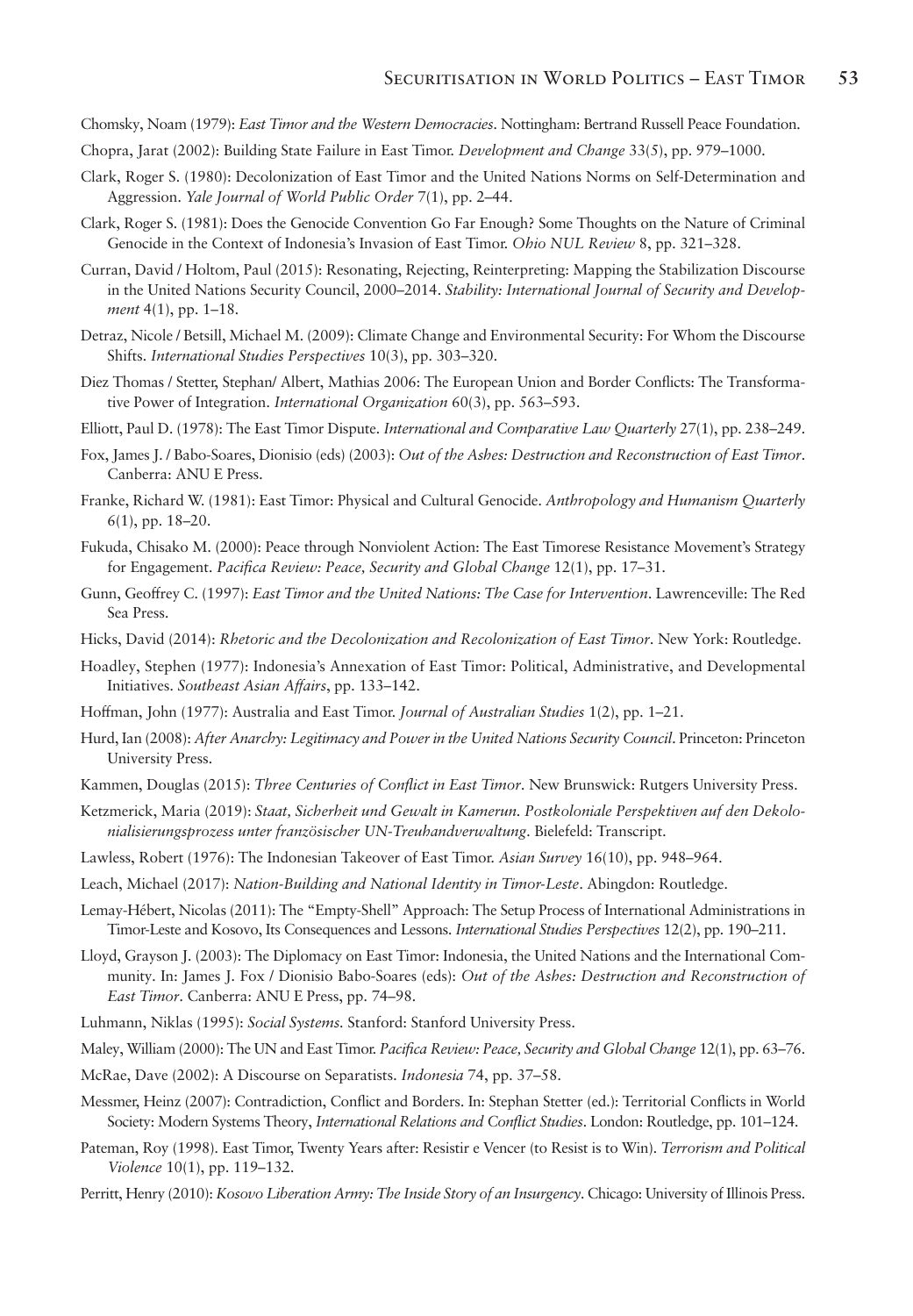Chomsky, Noam (1979): *East Timor and the Western Democracies*. Nottingham: Bertrand Russell Peace Foundation.

Chopra, Jarat (2002): Building State Failure in East Timor. *Development and Change* 33(5), pp. 979–1000.

Clark, Roger S. (1980): Decolonization of East Timor and the United Nations Norms on Self-Determination and Aggression. *Yale Journal of World Public Order* 7(1), pp. 2–44.

Clark, Roger S. (1981): Does the Genocide Convention Go Far Enough? Some Thoughts on the Nature of Criminal Genocide in the Context of Indonesia's Invasion of East Timor. *Ohio NUL Review* 8, pp. 321–328.

Curran, David / Holtom, Paul (2015): Resonating, Rejecting, Reinterpreting: Mapping the Stabilization Discourse in the United Nations Security Council, 2000–2014. *Stability: International Journal of Security and Development* 4(1), pp. 1–18.

Detraz, Nicole / Betsill, Michael M. (2009): Climate Change and Environmental Security: For Whom the Discourse Shifts. *International Studies Perspectives* 10(3), pp. 303–320.

Diez Thomas / Stetter, Stephan/ Albert, Mathias 2006: The European Union and Border Conflicts: The Transformative Power of Integration. *International Organization* 60(3), pp. 563–593.

Elliott, Paul D. (1978): The East Timor Dispute. *International and Comparative Law Quarterly* 27(1), pp. 238–249.

Fox, James J. / Babo-Soares, Dionisio (eds) (2003): *Out of the Ashes: Destruction and Reconstruction of East Timor*. Canberra: ANU E Press.

Franke, Richard W. (1981): East Timor: Physical and Cultural Genocide. *Anthropology and Humanism Quarterly* 6(1), pp. 18–20.

Fukuda, Chisako M. (2000): Peace through Nonviolent Action: The East Timorese Resistance Movement's Strategy for Engagement. *Pacifica Review: Peace, Security and Global Change* 12(1), pp. 17–31.

Gunn, Geoffrey C. (1997): *East Timor and the United Nations: The Case for Intervention*. Lawrenceville: The Red Sea Press.

Hicks, David (2014): *Rhetoric and the Decolonization and Recolonization of East Timor*. New York: Routledge.

Hoadley, Stephen (1977): Indonesia's Annexation of East Timor: Political, Administrative, and Developmental Initiatives. *Southeast Asian Affairs*, pp. 133–142.

Hoffman, John (1977): Australia and East Timor. *Journal of Australian Studies* 1(2), pp. 1–21.

Hurd, Ian (2008): *After Anarchy: Legitimacy and Power in the United Nations Security Council*. Princeton: Princeton University Press.

Kammen, Douglas (2015): *Three Centuries of Conflict in East Timor*. New Brunswick: Rutgers University Press.

Ketzmerick, Maria (2019): *Staat, Sicherheit und Gewalt in Kamerun. Postkoloniale Perspektiven auf den Dekolonialisierungsprozess unter französischer UN-Treuhandverwaltung*. Bielefeld: Transcript.

Lawless, Robert (1976): The Indonesian Takeover of East Timor. *Asian Survey* 16(10), pp. 948–964.

Leach, Michael (2017): *Nation-Building and National Identity in Timor-Leste*. Abingdon: Routledge.

Lemay-Hébert, Nicolas (2011): The "Empty-Shell" Approach: The Setup Process of International Administrations in Timor-Leste and Kosovo, Its Consequences and Lessons. *International Studies Perspectives* 12(2), pp. 190–211.

Lloyd, Grayson J. (2003): The Diplomacy on East Timor: Indonesia, the United Nations and the International Community. In: James J. Fox / Dionisio Babo-Soares (eds): *Out of the Ashes: Destruction and Reconstruction of East Timor*. Canberra: ANU E Press, pp. 74–98.

Luhmann, Niklas (1995): *Social Systems*. Stanford: Stanford University Press.

Maley, William (2000): The UN and East Timor. *Pacifica Review: Peace, Security and Global Change* 12(1), pp. 63–76.

McRae, Dave (2002): A Discourse on Separatists. *Indonesia* 74, pp. 37–58.

Messmer, Heinz (2007): Contradiction, Conflict and Borders. In: Stephan Stetter (ed.): Territorial Conflicts in World Society: Modern Systems Theory, *International Relations and Conflict Studies*. London: Routledge, pp. 101–124.

Pateman, Roy (1998). East Timor, Twenty Years after: Resistir e Vencer (to Resist is to Win). *Terrorism and Political Violence* 10(1), pp. 119–132.

Perritt, Henry (2010): *Kosovo Liberation Army: The Inside Story of an Insurgency*. Chicago: University of Illinois Press.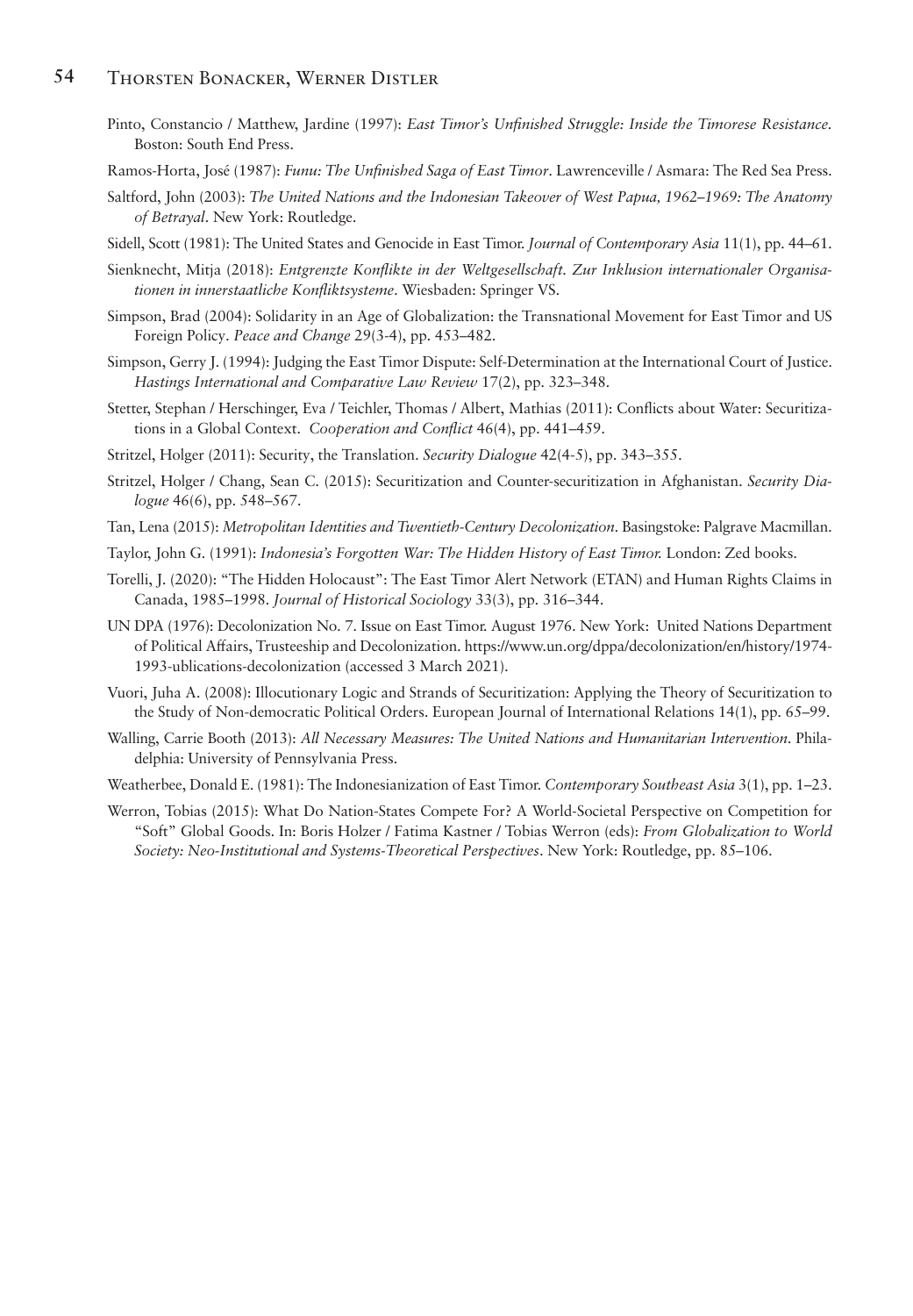Pinto, Constancio / Matthew, Jardine (1997): *East Timor's Unfinished Struggle: Inside the Timorese Resistance*. Boston: South End Press.

Ramos-Horta, José (1987): *Funu: The Unfinished Saga of East Timor*. Lawrenceville / Asmara: The Red Sea Press.

Saltford, John (2003): *The United Nations and the Indonesian Takeover of West Papua, 1962–1969: The Anatomy of Betrayal*. New York: Routledge.

Sidell, Scott (1981): The United States and Genocide in East Timor. *Journal of Contemporary Asia* 11(1), pp. 44–61.

Sienknecht, Mitja (2018): *Entgrenzte Konflikte in der Weltgesellschaft. Zur Inklusion internationaler Organisationen in innerstaatliche Konfliktsysteme*. Wiesbaden: Springer VS.

Simpson, Brad (2004): Solidarity in an Age of Globalization: the Transnational Movement for East Timor and US Foreign Policy. *Peace and Change* 29(3-4), pp. 453–482.

Simpson, Gerry J. (1994): Judging the East Timor Dispute: Self-Determination at the International Court of Justice. *Hastings International and Comparative Law Review* 17(2), pp. 323–348.

Stetter, Stephan / Herschinger, Eva / Teichler, Thomas / Albert, Mathias (2011): Conflicts about Water: Securitizations in a Global Context. *Cooperation and Conflict* 46(4), pp. 441–459.

Stritzel, Holger (2011): Security, the Translation. *Security Dialogue* 42(4-5), pp. 343–355.

Stritzel, Holger / Chang, Sean C. (2015): Securitization and Counter-securitization in Afghanistan. *Security Dialogue* 46(6), pp. 548–567.

Tan, Lena (2015): *Metropolitan Identities and Twentieth-Century Decolonization*. Basingstoke: Palgrave Macmillan.

Taylor, John G. (1991): *Indonesia's Forgotten War: The Hidden History of East Timor.* London: Zed books.

Torelli, J. (2020): "The Hidden Holocaust": The East Timor Alert Network (ETAN) and Human Rights Claims in Canada, 1985–1998. *Journal of Historical Sociology* 33(3), pp. 316–344.

UN DPA (1976): Decolonization No. 7. Issue on East Timor. August 1976. New York: United Nations Department of Political Affairs, Trusteeship and Decolonization. https://www.un.org/dppa/decolonization/en/history/1974-1993-ublications-decolonization (accessed 3 March 2021).

Vuori, Juha A. (2008): Illocutionary Logic and Strands of Securitization: Applying the Theory of Securitization to the Study of Non-democratic Political Orders. European Journal of International Relations 14(1), pp. 65–99.

Walling, Carrie Booth (2013): *All Necessary Measures: The United Nations and Humanitarian Intervention*. Philadelphia: University of Pennsylvania Press.

Weatherbee, Donald E. (1981): The Indonesianization of East Timor. *Contemporary Southeast Asia* 3(1), pp. 1–23.

Werron, Tobias (2015): What Do Nation-States Compete For? A World-Societal Perspective on Competition for "Soft" Global Goods. In: Boris Holzer / Fatima Kastner / Tobias Werron (eds): *From Globalization to World Society: Neo-Institutional and Systems-Theoretical Perspectives*. New York: Routledge, pp. 85–106.